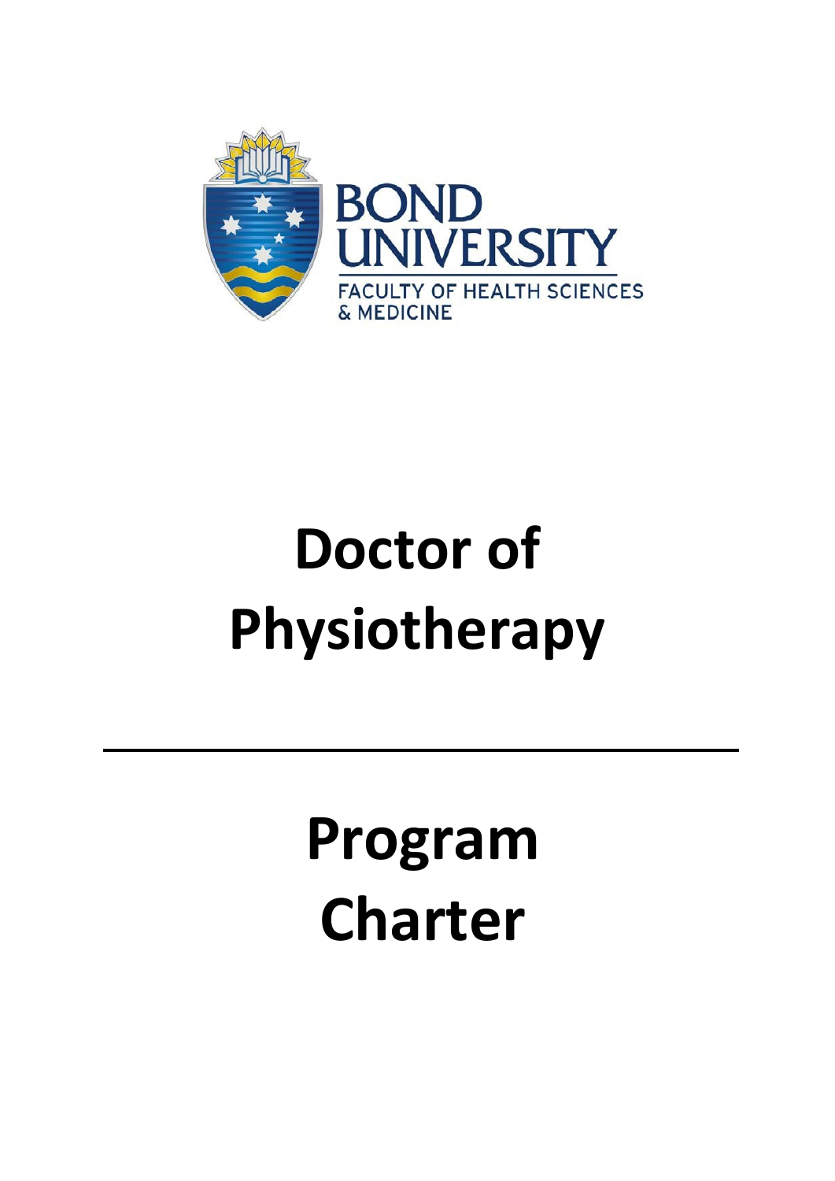BOND UNIVERSITY

FACULTY OF HEALTH SCIENCES & MEDICINE

# Doctor of Physiotherapy

---

# Program Charter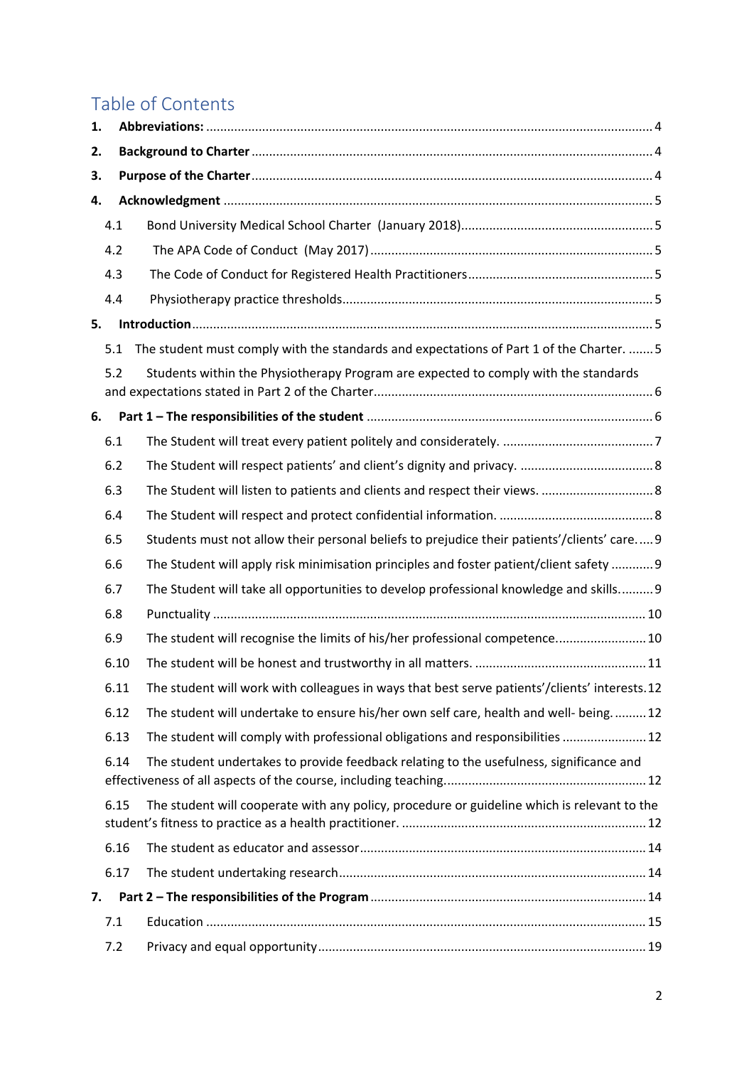# Table of Contents

1. **Abbreviations:** .......... 4
2. **Background to Charter** .......... 4
3. **Purpose of the Charter** .......... 4
4. **Acknowledgment** .......... 5
   - 4.1 Bond University Medical School Charter (January 2018) .......... 5
   - 4.2 The APA Code of Conduct (May 2017) .......... 5
   - 4.3 The Code of Conduct for Registered Health Practitioners .......... 5
   - 4.4 Physiotherapy practice thresholds .......... 5
5. **Introduction** .......... 5
   - 5.1 The student must comply with the standards and expectations of Part 1 of the Charter. .......... 5
   - 5.2 Students within the Physiotherapy Program are expected to comply with the standards and expectations stated in Part 2 of the Charter .......... 6
6. **Part 1 – The responsibilities of the student** .......... 6
   - 6.1 The Student will treat every patient politely and considerately. .......... 7
   - 6.2 The Student will respect patients' and client's dignity and privacy. .......... 8
   - 6.3 The Student will listen to patients and clients and respect their views. .......... 8
   - 6.4 The Student will respect and protect confidential information. .......... 8
   - 6.5 Students must not allow their personal beliefs to prejudice their patients'/clients' care. .......... 9
   - 6.6 The Student will apply risk minimisation principles and foster patient/client safety .......... 9
   - 6.7 The Student will take all opportunities to develop professional knowledge and skills. .......... 9
   - 6.8 Punctuality .......... 10
   - 6.9 The student will recognise the limits of his/her professional competence. .......... 10
   - 6.10 The student will be honest and trustworthy in all matters. .......... 11
   - 6.11 The student will work with colleagues in ways that best serve patients'/clients' interests. .......... 12
   - 6.12 The student will undertake to ensure his/her own self care, health and well- being. .......... 12
   - 6.13 The student will comply with professional obligations and responsibilities .......... 12
   - 6.14 The student undertakes to provide feedback relating to the usefulness, significance and effectiveness of all aspects of the course, including teaching. .......... 12
   - 6.15 The student will cooperate with any policy, procedure or guideline which is relevant to the student's fitness to practice as a health practitioner. .......... 12
   - 6.16 The student as educator and assessor .......... 14
   - 6.17 The student undertaking research .......... 14
7. **Part 2 – The responsibilities of the Program** .......... 14
   - 7.1 Education .......... 15
   - 7.2 Privacy and equal opportunity .......... 19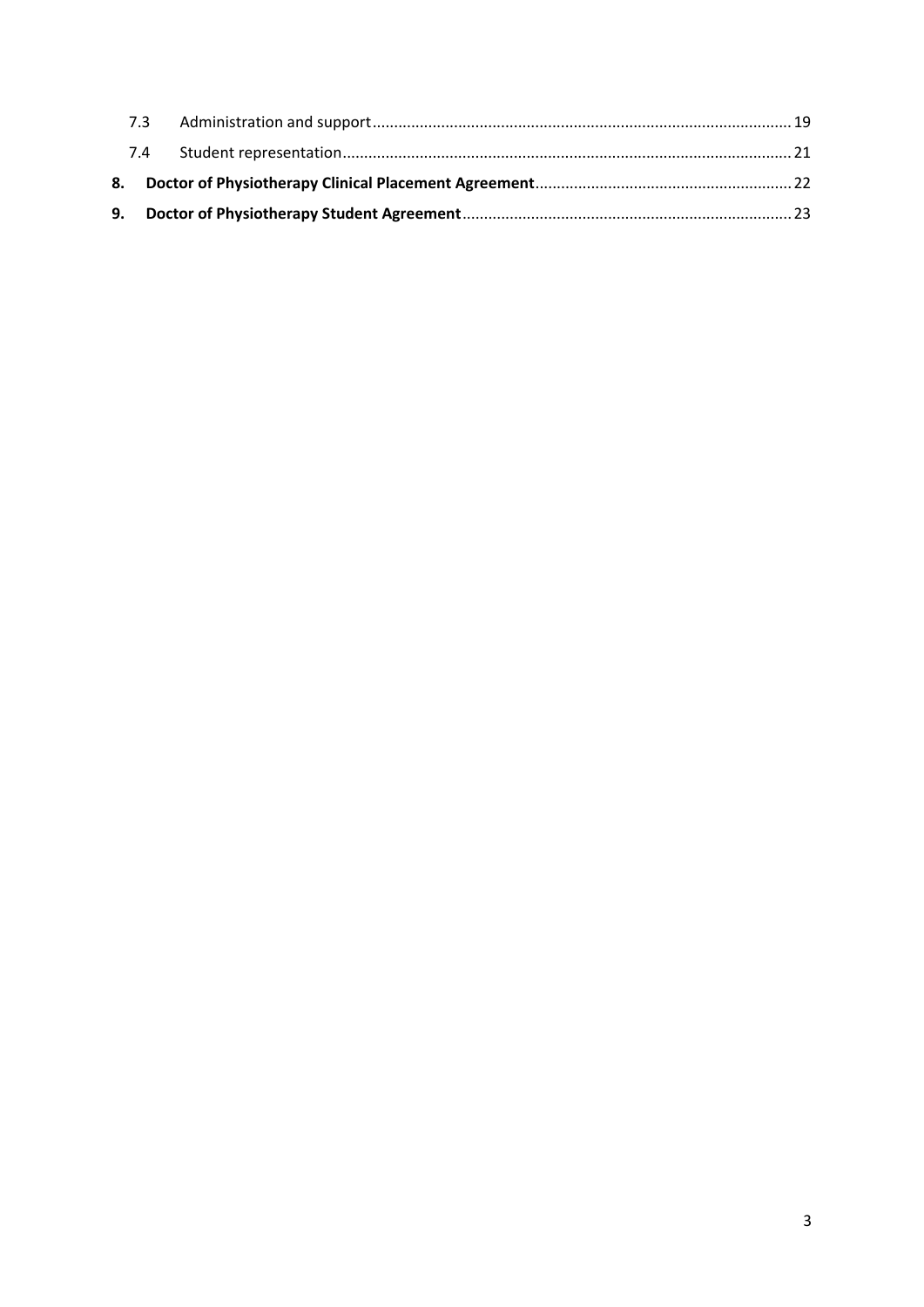7.3 Administration and support ........ 19

7.4 Student representation ........ 21

**8. Doctor of Physiotherapy Clinical Placement Agreement** ........ 22

**9. Doctor of Physiotherapy Student Agreement** ........ 23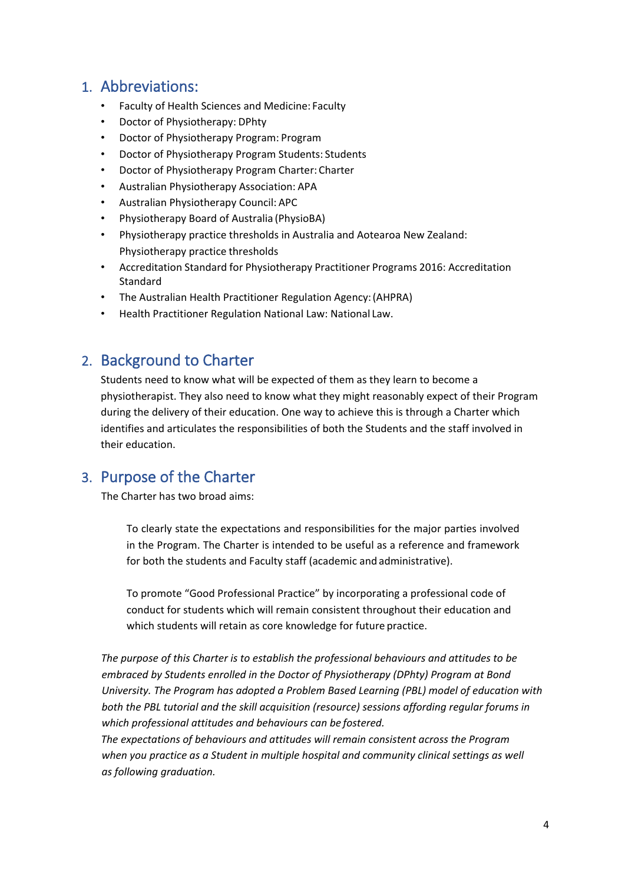## 1. Abbreviations:

- Faculty of Health Sciences and Medicine: Faculty
- Doctor of Physiotherapy: DPhty
- Doctor of Physiotherapy Program: Program
- Doctor of Physiotherapy Program Students: Students
- Doctor of Physiotherapy Program Charter: Charter
- Australian Physiotherapy Association: APA
- Australian Physiotherapy Council: APC
- Physiotherapy Board of Australia (PhysioBA)
- Physiotherapy practice thresholds in Australia and Aotearoa New Zealand: Physiotherapy practice thresholds
- Accreditation Standard for Physiotherapy Practitioner Programs 2016: Accreditation Standard
- The Australian Health Practitioner Regulation Agency: (AHPRA)
- Health Practitioner Regulation National Law: National Law.

## 2. Background to Charter

Students need to know what will be expected of them as they learn to become a physiotherapist. They also need to know what they might reasonably expect of their Program during the delivery of their education. One way to achieve this is through a Charter which identifies and articulates the responsibilities of both the Students and the staff involved in their education.

## 3. Purpose of the Charter

The Charter has two broad aims:

> To clearly state the expectations and responsibilities for the major parties involved in the Program. The Charter is intended to be useful as a reference and framework for both the students and Faculty staff (academic and administrative).
>
> To promote "Good Professional Practice" by incorporating a professional code of conduct for students which will remain consistent throughout their education and which students will retain as core knowledge for future practice.

*The purpose of this Charter is to establish the professional behaviours and attitudes to be embraced by Students enrolled in the Doctor of Physiotherapy (DPhty) Program at Bond University. The Program has adopted a Problem Based Learning (PBL) model of education with both the PBL tutorial and the skill acquisition (resource) sessions affording regular forums in which professional attitudes and behaviours can be fostered.*
*The expectations of behaviours and attitudes will remain consistent across the Program when you practice as a Student in multiple hospital and community clinical settings as well as following graduation.*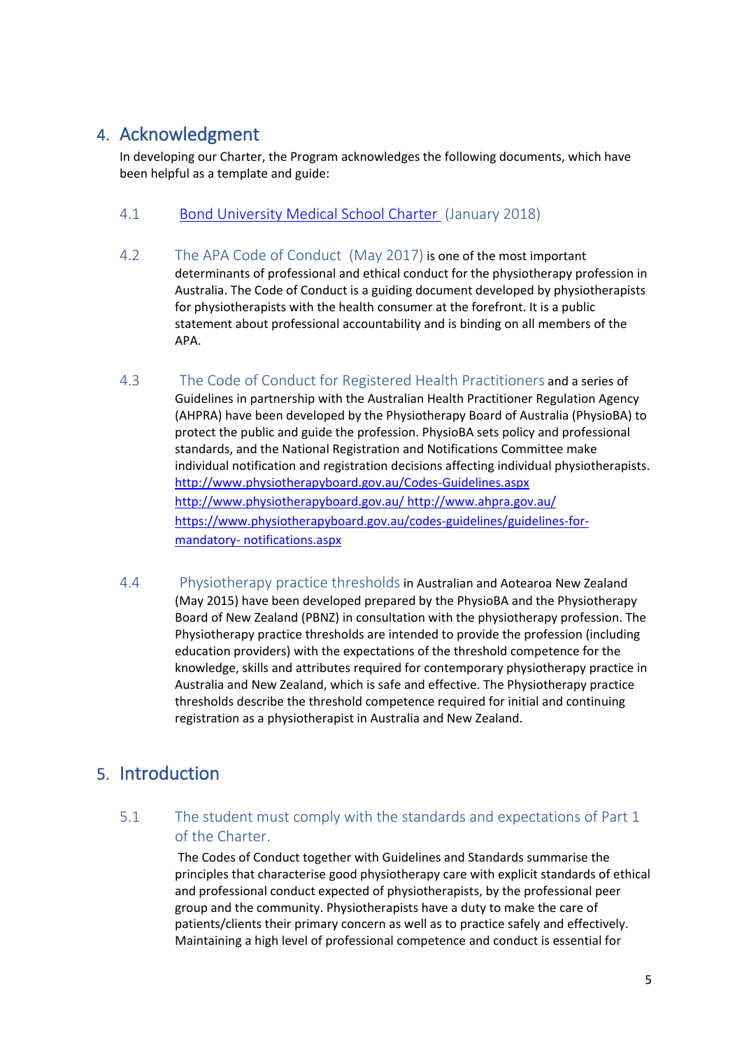## 4. Acknowledgment

In developing our Charter, the Program acknowledges the following documents, which have been helpful as a template and guide:

### 4.1 Bond University Medical School Charter (January 2018)

### 4.2 The APA Code of Conduct (May 2017) is one of the most important determinants of professional and ethical conduct for the physiotherapy profession in Australia.

The Code of Conduct is a guiding document developed by physiotherapists for physiotherapists with the health consumer at the forefront. It is a public statement about professional accountability and is binding on all members of the APA.

### 4.3 The Code of Conduct for Registered Health Practitioners and a series of Guidelines

The Code of Conduct for Registered Health Practitioners and a series of Guidelines in partnership with the Australian Health Practitioner Regulation Agency (AHPRA) have been developed by the Physiotherapy Board of Australia (PhysioBA) to protect the public and guide the profession. PhysioBA sets policy and professional standards, and the National Registration and Notifications Committee make individual notification and registration decisions affecting individual physiotherapists.

http://www.physiotherapyboard.gov.au/Codes-Guidelines.aspx
http://www.physiotherapyboard.gov.au/ http://www.ahpra.gov.au/
https://www.physiotherapyboard.gov.au/codes-guidelines/guidelines-for-mandatory- notifications.aspx

### 4.4 Physiotherapy practice thresholds in Australian and Aotearoa New Zealand

Physiotherapy practice thresholds in Australian and Aotearoa New Zealand (May 2015) have been developed prepared by the PhysioBA and the Physiotherapy Board of New Zealand (PBNZ) in consultation with the physiotherapy profession. The Physiotherapy practice thresholds are intended to provide the profession (including education providers) with the expectations of the threshold competence for the knowledge, skills and attributes required for contemporary physiotherapy practice in Australia and New Zealand, which is safe and effective. The Physiotherapy practice thresholds describe the threshold competence required for initial and continuing registration as a physiotherapist in Australia and New Zealand.

## 5. Introduction

### 5.1 The student must comply with the standards and expectations of Part 1 of the Charter.

The Codes of Conduct together with Guidelines and Standards summarise the principles that characterise good physiotherapy care with explicit standards of ethical and professional conduct expected of physiotherapists, by the professional peer group and the community. Physiotherapists have a duty to make the care of patients/clients their primary concern as well as to practice safely and effectively. Maintaining a high level of professional competence and conduct is essential for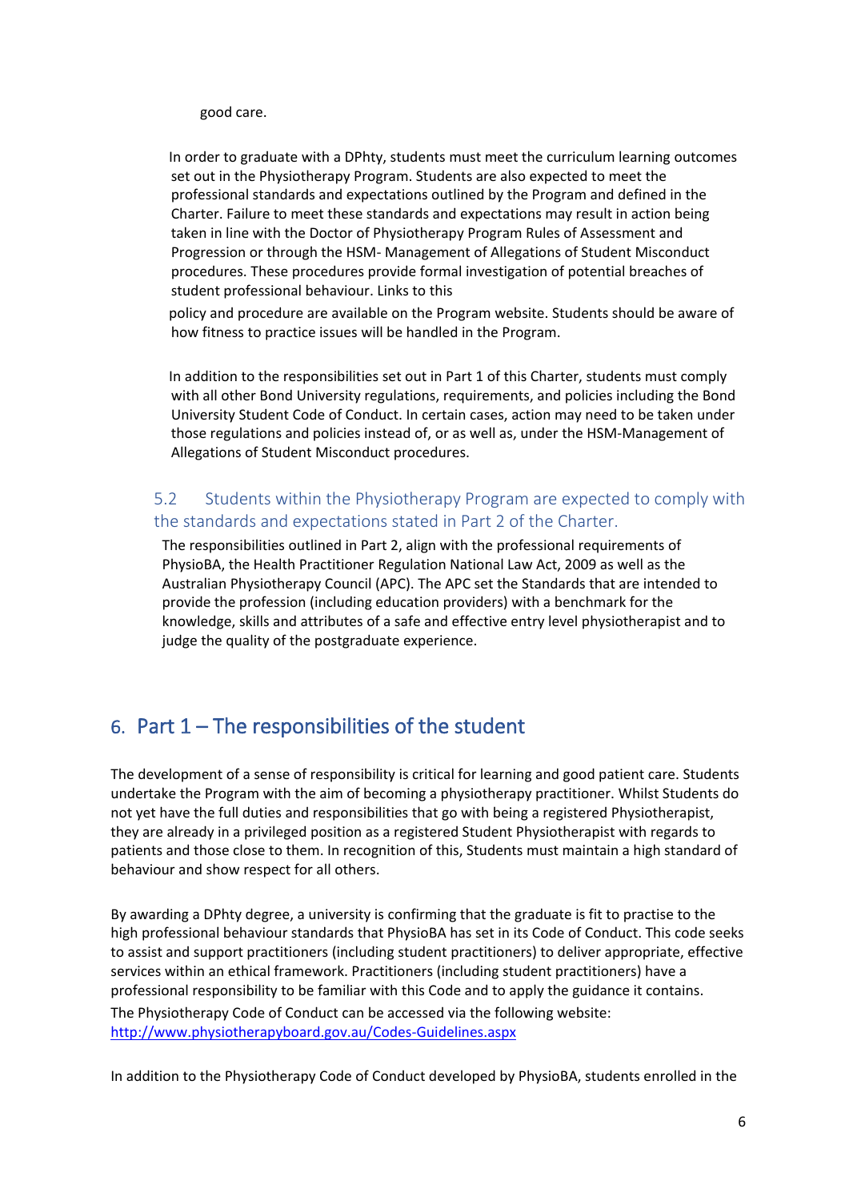good care.

In order to graduate with a DPhty, students must meet the curriculum learning outcomes set out in the Physiotherapy Program. Students are also expected to meet the professional standards and expectations outlined by the Program and defined in the Charter. Failure to meet these standards and expectations may result in action being taken in line with the Doctor of Physiotherapy Program Rules of Assessment and Progression or through the HSM- Management of Allegations of Student Misconduct procedures. These procedures provide formal investigation of potential breaches of student professional behaviour. Links to this policy and procedure are available on the Program website. Students should be aware of how fitness to practice issues will be handled in the Program.

In addition to the responsibilities set out in Part 1 of this Charter, students must comply with all other Bond University regulations, requirements, and policies including the Bond University Student Code of Conduct. In certain cases, action may need to be taken under those regulations and policies instead of, or as well as, under the HSM-Management of Allegations of Student Misconduct procedures.

### 5.2 Students within the Physiotherapy Program are expected to comply with the standards and expectations stated in Part 2 of the Charter.

The responsibilities outlined in Part 2, align with the professional requirements of PhysioBA, the Health Practitioner Regulation National Law Act, 2009 as well as the Australian Physiotherapy Council (APC). The APC set the Standards that are intended to provide the profession (including education providers) with a benchmark for the knowledge, skills and attributes of a safe and effective entry level physiotherapist and to judge the quality of the postgraduate experience.

## 6. Part 1 – The responsibilities of the student

The development of a sense of responsibility is critical for learning and good patient care. Students undertake the Program with the aim of becoming a physiotherapy practitioner. Whilst Students do not yet have the full duties and responsibilities that go with being a registered Physiotherapist, they are already in a privileged position as a registered Student Physiotherapist with regards to patients and those close to them. In recognition of this, Students must maintain a high standard of behaviour and show respect for all others.

By awarding a DPhty degree, a university is confirming that the graduate is fit to practise to the high professional behaviour standards that PhysioBA has set in its Code of Conduct. This code seeks to assist and support practitioners (including student practitioners) to deliver appropriate, effective services within an ethical framework. Practitioners (including student practitioners) have a professional responsibility to be familiar with this Code and to apply the guidance it contains. The Physiotherapy Code of Conduct can be accessed via the following website: [http://www.physiotherapyboard.gov.au/Codes-Guidelines.aspx](http://www.physiotherapyboard.gov.au/Codes-Guidelines.aspx)

In addition to the Physiotherapy Code of Conduct developed by PhysioBA, students enrolled in the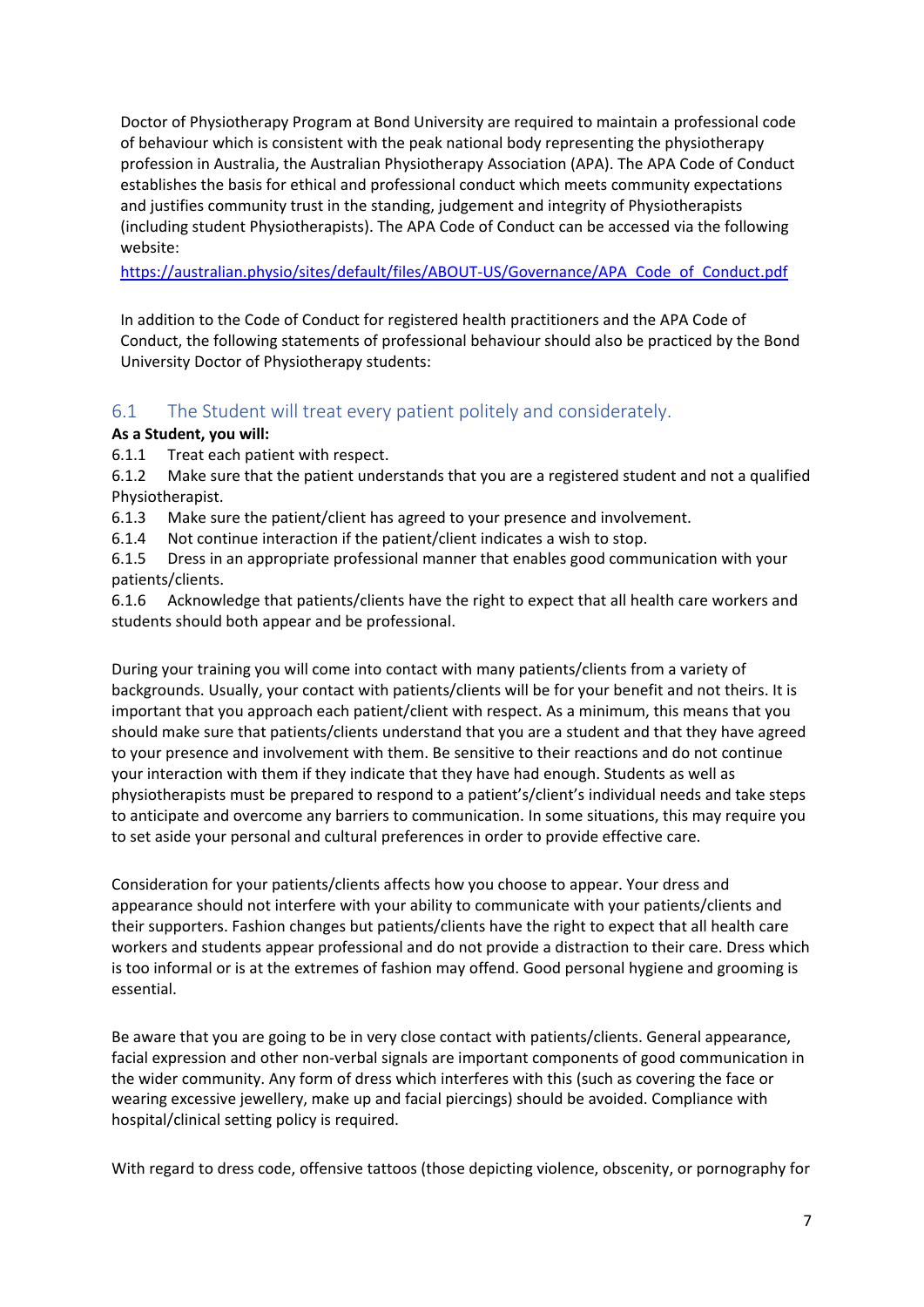Doctor of Physiotherapy Program at Bond University are required to maintain a professional code of behaviour which is consistent with the peak national body representing the physiotherapy profession in Australia, the Australian Physiotherapy Association (APA). The APA Code of Conduct establishes the basis for ethical and professional conduct which meets community expectations and justifies community trust in the standing, judgement and integrity of Physiotherapists (including student Physiotherapists). The APA Code of Conduct can be accessed via the following website:
https://australian.physio/sites/default/files/ABOUT-US/Governance/APA_Code_of_Conduct.pdf

In addition to the Code of Conduct for registered health practitioners and the APA Code of Conduct, the following statements of professional behaviour should also be practiced by the Bond University Doctor of Physiotherapy students:

## 6.1 The Student will treat every patient politely and considerately.

**As a Student, you will:**

6.1.1 Treat each patient with respect.
6.1.2 Make sure that the patient understands that you are a registered student and not a qualified Physiotherapist.
6.1.3 Make sure the patient/client has agreed to your presence and involvement.
6.1.4 Not continue interaction if the patient/client indicates a wish to stop.
6.1.5 Dress in an appropriate professional manner that enables good communication with your patients/clients.
6.1.6 Acknowledge that patients/clients have the right to expect that all health care workers and students should both appear and be professional.

During your training you will come into contact with many patients/clients from a variety of backgrounds. Usually, your contact with patients/clients will be for your benefit and not theirs. It is important that you approach each patient/client with respect. As a minimum, this means that you should make sure that patients/clients understand that you are a student and that they have agreed to your presence and involvement with them. Be sensitive to their reactions and do not continue your interaction with them if they indicate that they have had enough. Students as well as physiotherapists must be prepared to respond to a patient's/client's individual needs and take steps to anticipate and overcome any barriers to communication. In some situations, this may require you to set aside your personal and cultural preferences in order to provide effective care.

Consideration for your patients/clients affects how you choose to appear. Your dress and appearance should not interfere with your ability to communicate with your patients/clients and their supporters. Fashion changes but patients/clients have the right to expect that all health care workers and students appear professional and do not provide a distraction to their care. Dress which is too informal or is at the extremes of fashion may offend. Good personal hygiene and grooming is essential.

Be aware that you are going to be in very close contact with patients/clients. General appearance, facial expression and other non-verbal signals are important components of good communication in the wider community. Any form of dress which interferes with this (such as covering the face or wearing excessive jewellery, make up and facial piercings) should be avoided. Compliance with hospital/clinical setting policy is required.

With regard to dress code, offensive tattoos (those depicting violence, obscenity, or pornography for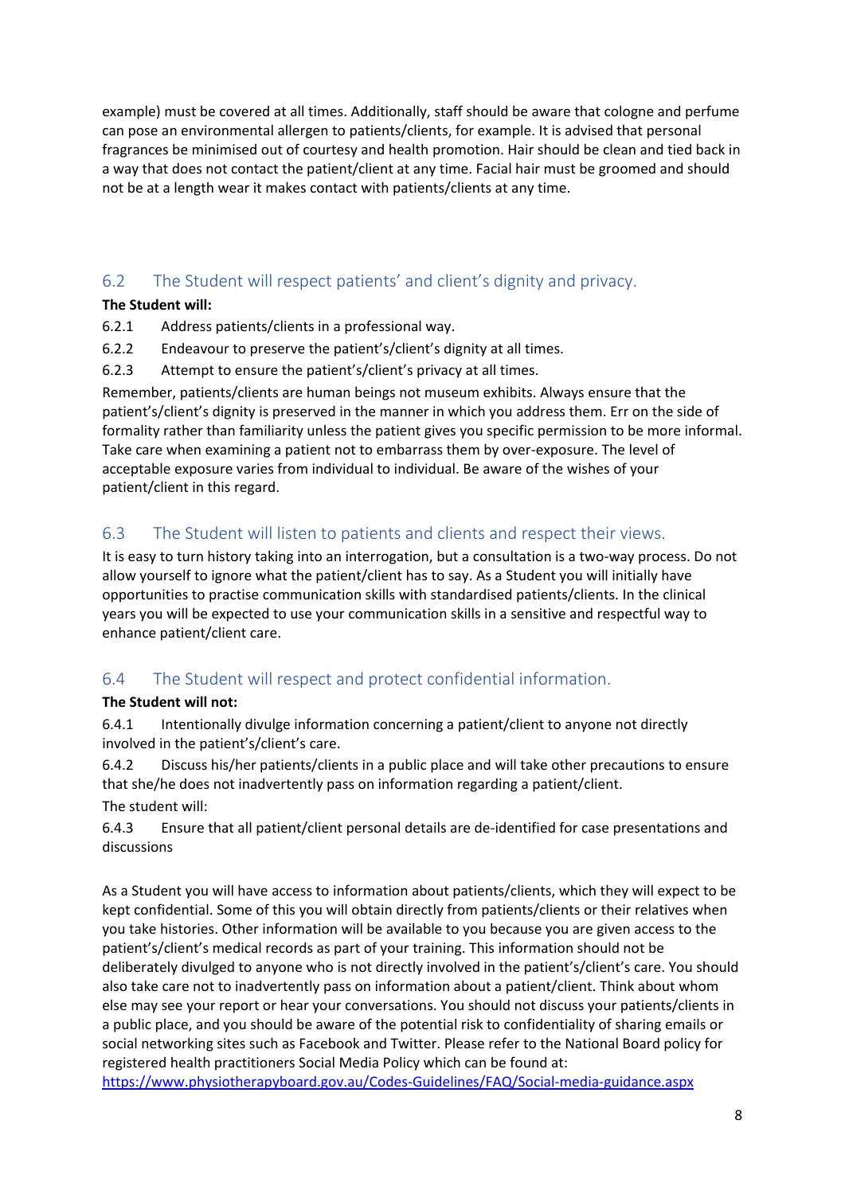example) must be covered at all times. Additionally, staff should be aware that cologne and perfume can pose an environmental allergen to patients/clients, for example. It is advised that personal fragrances be minimised out of courtesy and health promotion. Hair should be clean and tied back in a way that does not contact the patient/client at any time. Facial hair must be groomed and should not be at a length wear it makes contact with patients/clients at any time.

## 6.2 The Student will respect patients' and client's dignity and privacy.

**The Student will:**

6.2.1 Address patients/clients in a professional way.

6.2.2 Endeavour to preserve the patient's/client's dignity at all times.

6.2.3 Attempt to ensure the patient's/client's privacy at all times.

Remember, patients/clients are human beings not museum exhibits. Always ensure that the patient's/client's dignity is preserved in the manner in which you address them. Err on the side of formality rather than familiarity unless the patient gives you specific permission to be more informal. Take care when examining a patient not to embarrass them by over-exposure. The level of acceptable exposure varies from individual to individual. Be aware of the wishes of your patient/client in this regard.

## 6.3 The Student will listen to patients and clients and respect their views.

It is easy to turn history taking into an interrogation, but a consultation is a two-way process. Do not allow yourself to ignore what the patient/client has to say. As a Student you will initially have opportunities to practise communication skills with standardised patients/clients. In the clinical years you will be expected to use your communication skills in a sensitive and respectful way to enhance patient/client care.

## 6.4 The Student will respect and protect confidential information.

**The Student will not:**

6.4.1 Intentionally divulge information concerning a patient/client to anyone not directly involved in the patient's/client's care.

6.4.2 Discuss his/her patients/clients in a public place and will take other precautions to ensure that she/he does not inadvertently pass on information regarding a patient/client.

The student will:

6.4.3 Ensure that all patient/client personal details are de-identified for case presentations and discussions

As a Student you will have access to information about patients/clients, which they will expect to be kept confidential. Some of this you will obtain directly from patients/clients or their relatives when you take histories. Other information will be available to you because you are given access to the patient's/client's medical records as part of your training. This information should not be deliberately divulged to anyone who is not directly involved in the patient's/client's care. You should also take care not to inadvertently pass on information about a patient/client. Think about whom else may see your report or hear your conversations. You should not discuss your patients/clients in a public place, and you should be aware of the potential risk to confidentiality of sharing emails or social networking sites such as Facebook and Twitter. Please refer to the National Board policy for registered health practitioners Social Media Policy which can be found at: https://www.physiotherapyboard.gov.au/Codes-Guidelines/FAQ/Social-media-guidance.aspx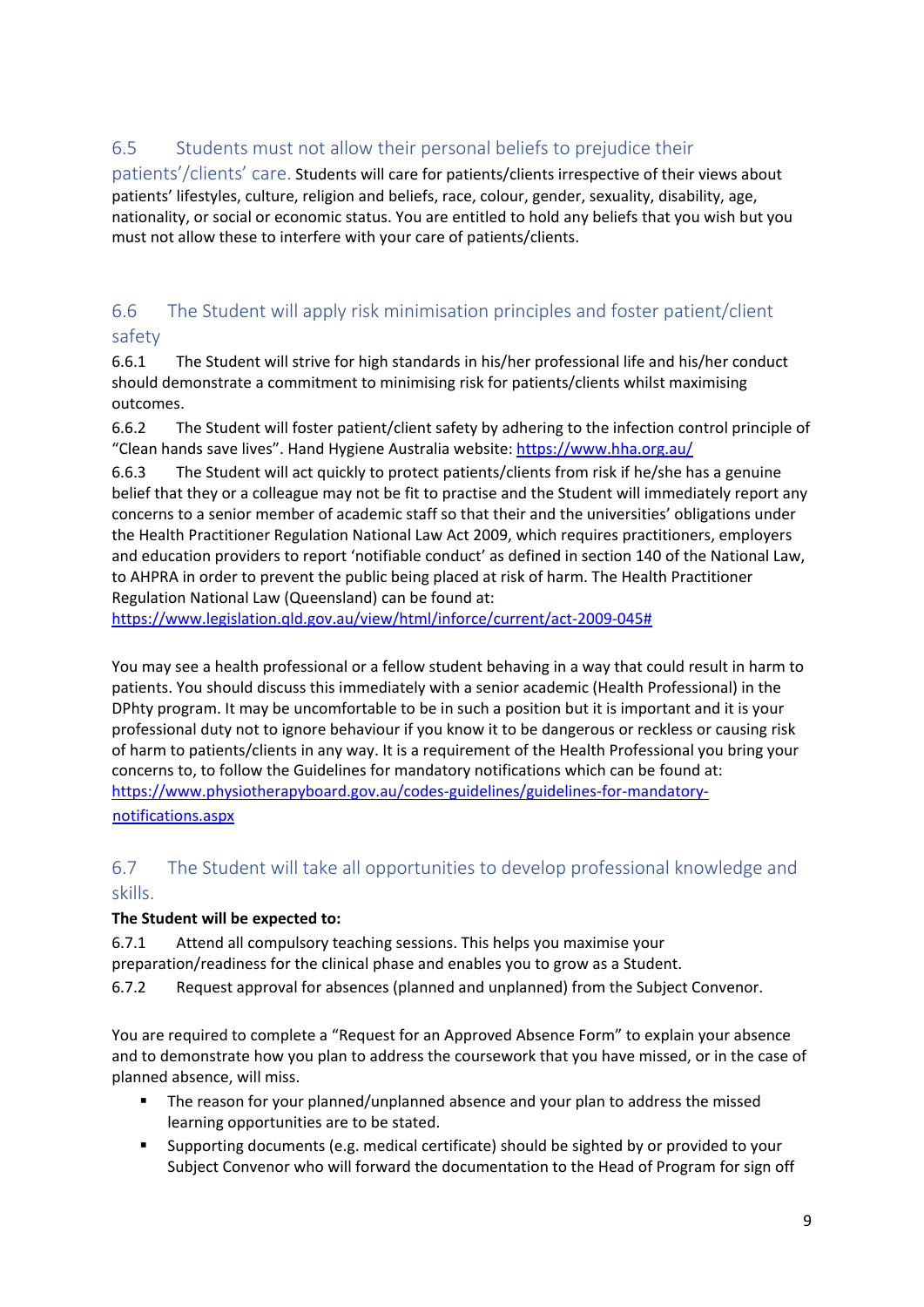## 6.5 Students must not allow their personal beliefs to prejudice their patients'/clients' care.

Students will care for patients/clients irrespective of their views about patients' lifestyles, culture, religion and beliefs, race, colour, gender, sexuality, disability, age, nationality, or social or economic status. You are entitled to hold any beliefs that you wish but you must not allow these to interfere with your care of patients/clients.

## 6.6 The Student will apply risk minimisation principles and foster patient/client safety

6.6.1 The Student will strive for high standards in his/her professional life and his/her conduct should demonstrate a commitment to minimising risk for patients/clients whilst maximising outcomes.

6.6.2 The Student will foster patient/client safety by adhering to the infection control principle of "Clean hands save lives". Hand Hygiene Australia website: https://www.hha.org.au/

6.6.3 The Student will act quickly to protect patients/clients from risk if he/she has a genuine belief that they or a colleague may not be fit to practise and the Student will immediately report any concerns to a senior member of academic staff so that their and the universities' obligations under the Health Practitioner Regulation National Law Act 2009, which requires practitioners, employers and education providers to report 'notifiable conduct' as defined in section 140 of the National Law, to AHPRA in order to prevent the public being placed at risk of harm. The Health Practitioner Regulation National Law (Queensland) can be found at: https://www.legislation.qld.gov.au/view/html/inforce/current/act-2009-045#

You may see a health professional or a fellow student behaving in a way that could result in harm to patients. You should discuss this immediately with a senior academic (Health Professional) in the DPhty program. It may be uncomfortable to be in such a position but it is important and it is your professional duty not to ignore behaviour if you know it to be dangerous or reckless or causing risk of harm to patients/clients in any way. It is a requirement of the Health Professional you bring your concerns to, to follow the Guidelines for mandatory notifications which can be found at: https://www.physiotherapyboard.gov.au/codes-guidelines/guidelines-for-mandatory-notifications.aspx

## 6.7 The Student will take all opportunities to develop professional knowledge and skills.

**The Student will be expected to:**

6.7.1 Attend all compulsory teaching sessions. This helps you maximise your preparation/readiness for the clinical phase and enables you to grow as a Student.

6.7.2 Request approval for absences (planned and unplanned) from the Subject Convenor.

You are required to complete a "Request for an Approved Absence Form" to explain your absence and to demonstrate how you plan to address the coursework that you have missed, or in the case of planned absence, will miss.

- The reason for your planned/unplanned absence and your plan to address the missed learning opportunities are to be stated.
- Supporting documents (e.g. medical certificate) should be sighted by or provided to your Subject Convenor who will forward the documentation to the Head of Program for sign off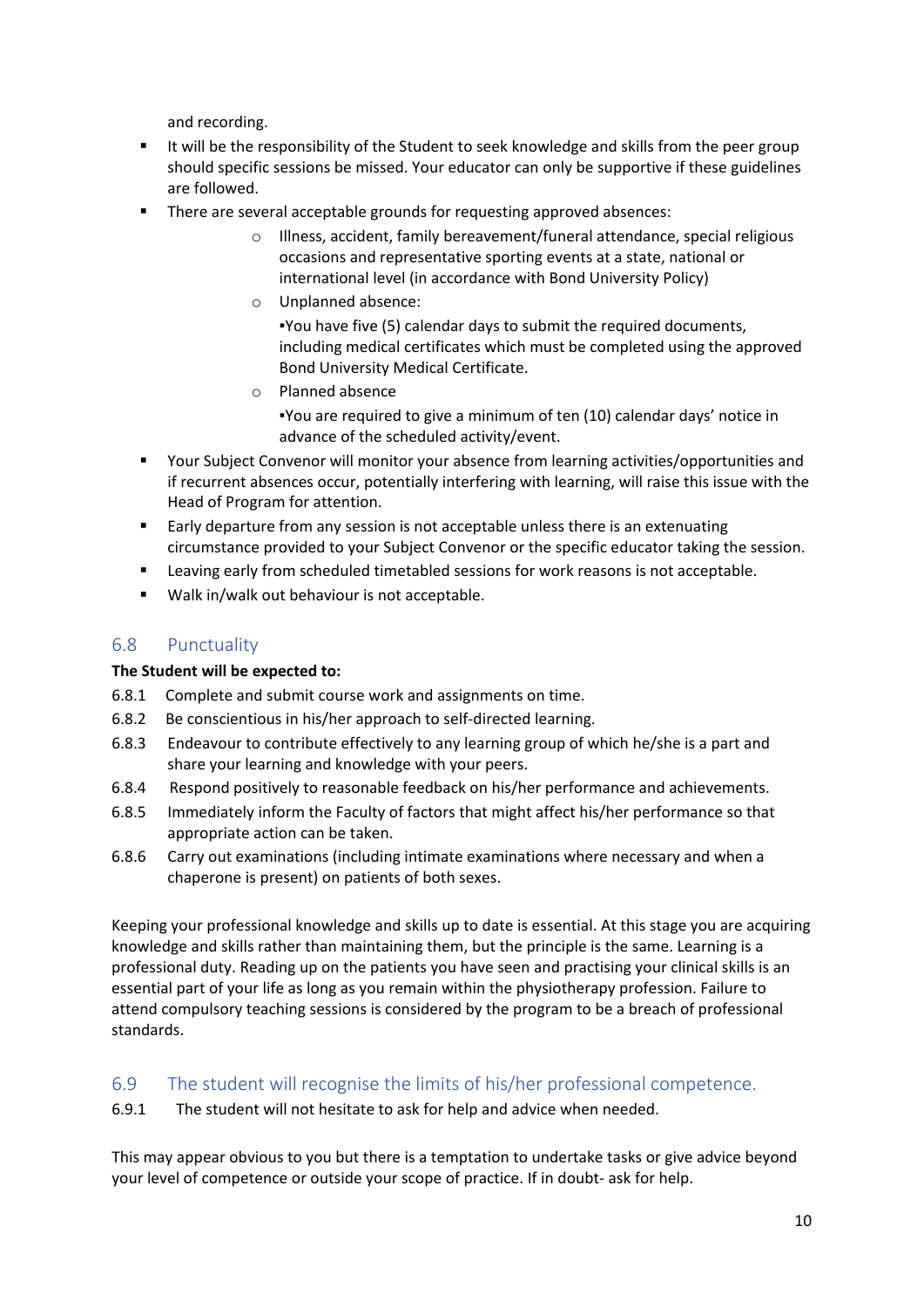and recording.

- It will be the responsibility of the Student to seek knowledge and skills from the peer group should specific sessions be missed. Your educator can only be supportive if these guidelines are followed.
- There are several acceptable grounds for requesting approved absences:
  - Illness, accident, family bereavement/funeral attendance, special religious occasions and representative sporting events at a state, national or international level (in accordance with Bond University Policy)
  - Unplanned absence:
    ▪You have five (5) calendar days to submit the required documents, including medical certificates which must be completed using the approved Bond University Medical Certificate.
  - Planned absence
    ▪You are required to give a minimum of ten (10) calendar days' notice in advance of the scheduled activity/event.
- Your Subject Convenor will monitor your absence from learning activities/opportunities and if recurrent absences occur, potentially interfering with learning, will raise this issue with the Head of Program for attention.
- Early departure from any session is not acceptable unless there is an extenuating circumstance provided to your Subject Convenor or the specific educator taking the session.
- Leaving early from scheduled timetabled sessions for work reasons is not acceptable.
- Walk in/walk out behaviour is not acceptable.

## 6.8 Punctuality

**The Student will be expected to:**

6.8.1 Complete and submit course work and assignments on time.

6.8.2 Be conscientious in his/her approach to self-directed learning.

6.8.3 Endeavour to contribute effectively to any learning group of which he/she is a part and share your learning and knowledge with your peers.

6.8.4 Respond positively to reasonable feedback on his/her performance and achievements.

6.8.5 Immediately inform the Faculty of factors that might affect his/her performance so that appropriate action can be taken.

6.8.6 Carry out examinations (including intimate examinations where necessary and when a chaperone is present) on patients of both sexes.

Keeping your professional knowledge and skills up to date is essential. At this stage you are acquiring knowledge and skills rather than maintaining them, but the principle is the same. Learning is a professional duty. Reading up on the patients you have seen and practising your clinical skills is an essential part of your life as long as you remain within the physiotherapy profession. Failure to attend compulsory teaching sessions is considered by the program to be a breach of professional standards.

## 6.9 The student will recognise the limits of his/her professional competence.

6.9.1 The student will not hesitate to ask for help and advice when needed.

This may appear obvious to you but there is a temptation to undertake tasks or give advice beyond your level of competence or outside your scope of practice. If in doubt- ask for help.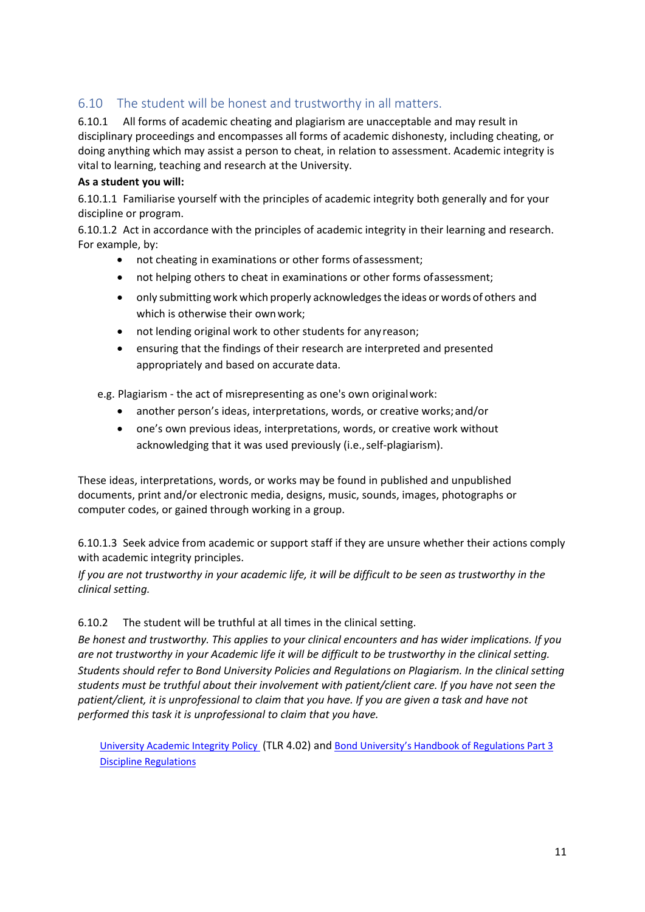## 6.10 The student will be honest and trustworthy in all matters.

6.10.1 All forms of academic cheating and plagiarism are unacceptable and may result in disciplinary proceedings and encompasses all forms of academic dishonesty, including cheating, or doing anything which may assist a person to cheat, in relation to assessment. Academic integrity is vital to learning, teaching and research at the University.

**As a student you will:**

6.10.1.1 Familiarise yourself with the principles of academic integrity both generally and for your discipline or program.

6.10.1.2 Act in accordance with the principles of academic integrity in their learning and research. For example, by:

- not cheating in examinations or other forms of assessment;
- not helping others to cheat in examinations or other forms of assessment;
- only submitting work which properly acknowledges the ideas or words of others and which is otherwise their own work;
- not lending original work to other students for any reason;
- ensuring that the findings of their research are interpreted and presented appropriately and based on accurate data.

e.g. Plagiarism - the act of misrepresenting as one's own original work:

- another person's ideas, interpretations, words, or creative works; and/or
- one's own previous ideas, interpretations, words, or creative work without acknowledging that it was used previously (i.e., self-plagiarism).

These ideas, interpretations, words, or works may be found in published and unpublished documents, print and/or electronic media, designs, music, sounds, images, photographs or computer codes, or gained through working in a group.

6.10.1.3 Seek advice from academic or support staff if they are unsure whether their actions comply with academic integrity principles.

*If you are not trustworthy in your academic life, it will be difficult to be seen as trustworthy in the clinical setting.*

6.10.2 The student will be truthful at all times in the clinical setting.

*Be honest and trustworthy. This applies to your clinical encounters and has wider implications. If you are not trustworthy in your Academic life it will be difficult to be trustworthy in the clinical setting. Students should refer to Bond University Policies and Regulations on Plagiarism. In the clinical setting students must be truthful about their involvement with patient/client care. If you have not seen the patient/client, it is unprofessional to claim that you have. If you are given a task and have not performed this task it is unprofessional to claim that you have.*

University Academic Integrity Policy (TLR 4.02) and Bond University's Handbook of Regulations Part 3 Discipline Regulations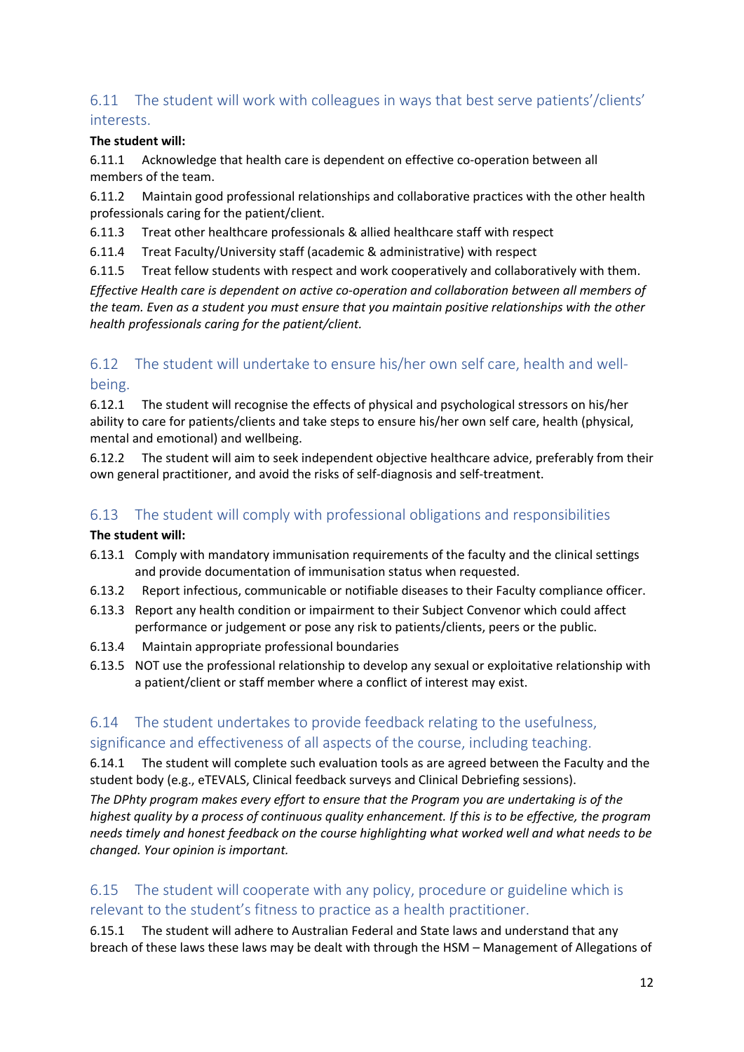## 6.11 The student will work with colleagues in ways that best serve patients'/clients' interests.

**The student will:**

6.11.1 Acknowledge that health care is dependent on effective co-operation between all members of the team.

6.11.2 Maintain good professional relationships and collaborative practices with the other health professionals caring for the patient/client.

6.11.3 Treat other healthcare professionals & allied healthcare staff with respect

6.11.4 Treat Faculty/University staff (academic & administrative) with respect

6.11.5 Treat fellow students with respect and work cooperatively and collaboratively with them.

*Effective Health care is dependent on active co-operation and collaboration between all members of the team. Even as a student you must ensure that you maintain positive relationships with the other health professionals caring for the patient/client.*

## 6.12 The student will undertake to ensure his/her own self care, health and well-being.

6.12.1 The student will recognise the effects of physical and psychological stressors on his/her ability to care for patients/clients and take steps to ensure his/her own self care, health (physical, mental and emotional) and wellbeing.

6.12.2 The student will aim to seek independent objective healthcare advice, preferably from their own general practitioner, and avoid the risks of self-diagnosis and self-treatment.

## 6.13 The student will comply with professional obligations and responsibilities

**The student will:**

6.13.1 Comply with mandatory immunisation requirements of the faculty and the clinical settings and provide documentation of immunisation status when requested.

6.13.2 Report infectious, communicable or notifiable diseases to their Faculty compliance officer.

6.13.3 Report any health condition or impairment to their Subject Convenor which could affect performance or judgement or pose any risk to patients/clients, peers or the public.

6.13.4 Maintain appropriate professional boundaries

6.13.5 NOT use the professional relationship to develop any sexual or exploitative relationship with a patient/client or staff member where a conflict of interest may exist.

## 6.14 The student undertakes to provide feedback relating to the usefulness, significance and effectiveness of all aspects of the course, including teaching.

6.14.1 The student will complete such evaluation tools as are agreed between the Faculty and the student body (e.g., eTEVALS, Clinical feedback surveys and Clinical Debriefing sessions).

*The DPhty program makes every effort to ensure that the Program you are undertaking is of the highest quality by a process of continuous quality enhancement. If this is to be effective, the program needs timely and honest feedback on the course highlighting what worked well and what needs to be changed. Your opinion is important.*

## 6.15 The student will cooperate with any policy, procedure or guideline which is relevant to the student's fitness to practice as a health practitioner.

6.15.1 The student will adhere to Australian Federal and State laws and understand that any breach of these laws these laws may be dealt with through the HSM – Management of Allegations of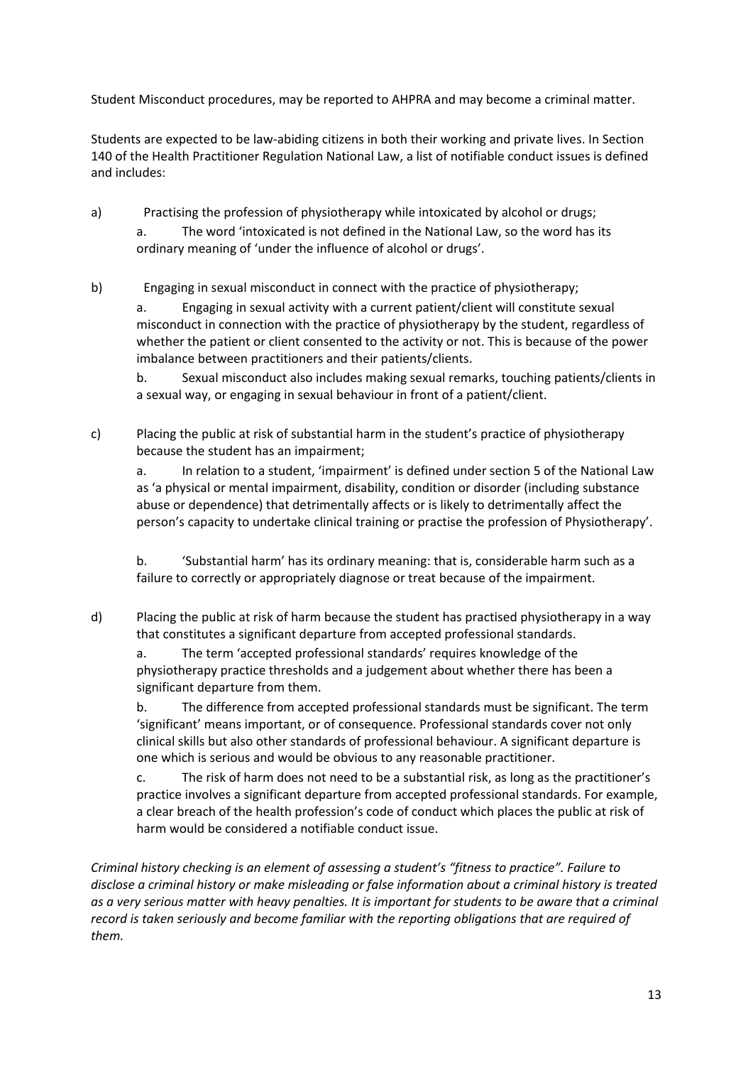Student Misconduct procedures, may be reported to AHPRA and may become a criminal matter.

Students are expected to be law-abiding citizens in both their working and private lives. In Section 140 of the Health Practitioner Regulation National Law, a list of notifiable conduct issues is defined and includes:

a) Practising the profession of physiotherapy while intoxicated by alcohol or drugs;

   a. The word 'intoxicated is not defined in the National Law, so the word has its ordinary meaning of 'under the influence of alcohol or drugs'.

b) Engaging in sexual misconduct in connect with the practice of physiotherapy;

   a. Engaging in sexual activity with a current patient/client will constitute sexual misconduct in connection with the practice of physiotherapy by the student, regardless of whether the patient or client consented to the activity or not. This is because of the power imbalance between practitioners and their patients/clients.

   b. Sexual misconduct also includes making sexual remarks, touching patients/clients in a sexual way, or engaging in sexual behaviour in front of a patient/client.

c) Placing the public at risk of substantial harm in the student's practice of physiotherapy because the student has an impairment;

   a. In relation to a student, 'impairment' is defined under section 5 of the National Law as 'a physical or mental impairment, disability, condition or disorder (including substance abuse or dependence) that detrimentally affects or is likely to detrimentally affect the person's capacity to undertake clinical training or practise the profession of Physiotherapy'.

   b. 'Substantial harm' has its ordinary meaning: that is, considerable harm such as a failure to correctly or appropriately diagnose or treat because of the impairment.

d) Placing the public at risk of harm because the student has practised physiotherapy in a way that constitutes a significant departure from accepted professional standards.

   a. The term 'accepted professional standards' requires knowledge of the physiotherapy practice thresholds and a judgement about whether there has been a significant departure from them.

   b. The difference from accepted professional standards must be significant. The term 'significant' means important, or of consequence. Professional standards cover not only clinical skills but also other standards of professional behaviour. A significant departure is one which is serious and would be obvious to any reasonable practitioner.

   c. The risk of harm does not need to be a substantial risk, as long as the practitioner's practice involves a significant departure from accepted professional standards. For example, a clear breach of the health profession's code of conduct which places the public at risk of harm would be considered a notifiable conduct issue.

*Criminal history checking is an element of assessing a student's "fitness to practice". Failure to disclose a criminal history or make misleading or false information about a criminal history is treated as a very serious matter with heavy penalties. It is important for students to be aware that a criminal record is taken seriously and become familiar with the reporting obligations that are required of them.*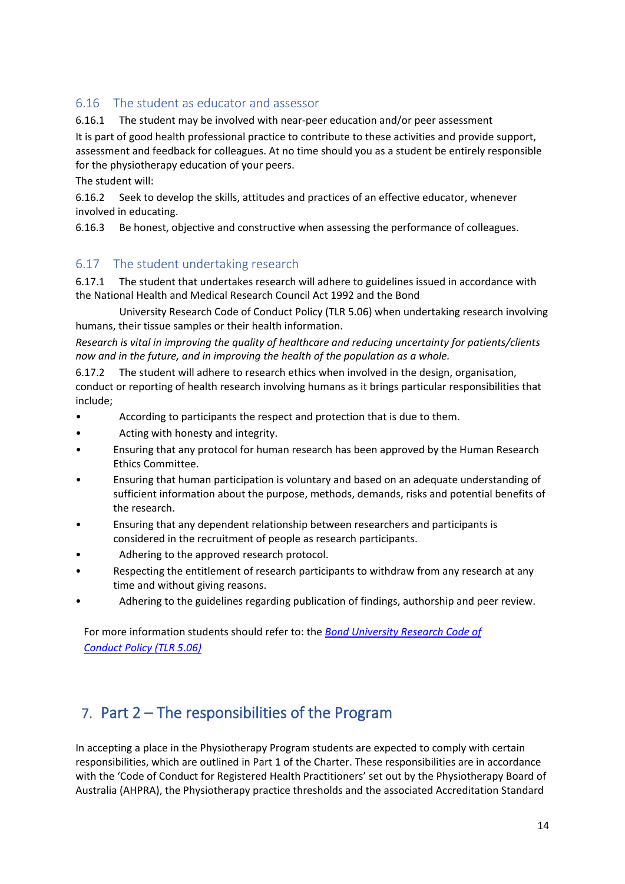### 6.16 The student as educator and assessor

6.16.1 The student may be involved with near-peer education and/or peer assessment

It is part of good health professional practice to contribute to these activities and provide support, assessment and feedback for colleagues. At no time should you as a student be entirely responsible for the physiotherapy education of your peers.

The student will:

6.16.2 Seek to develop the skills, attitudes and practices of an effective educator, whenever involved in educating.

6.16.3 Be honest, objective and constructive when assessing the performance of colleagues.

### 6.17 The student undertaking research

6.17.1 The student that undertakes research will adhere to guidelines issued in accordance with the National Health and Medical Research Council Act 1992 and the Bond University Research Code of Conduct Policy (TLR 5.06) when undertaking research involving humans, their tissue samples or their health information.

*Research is vital in improving the quality of healthcare and reducing uncertainty for patients/clients now and in the future, and in improving the health of the population as a whole.*

6.17.2 The student will adhere to research ethics when involved in the design, organisation, conduct or reporting of health research involving humans as it brings particular responsibilities that include;

- According to participants the respect and protection that is due to them.
- Acting with honesty and integrity.
- Ensuring that any protocol for human research has been approved by the Human Research Ethics Committee.
- Ensuring that human participation is voluntary and based on an adequate understanding of sufficient information about the purpose, methods, demands, risks and potential benefits of the research.
- Ensuring that any dependent relationship between researchers and participants is considered in the recruitment of people as research participants.
- Adhering to the approved research protocol.
- Respecting the entitlement of research participants to withdraw from any research at any time and without giving reasons.
- Adhering to the guidelines regarding publication of findings, authorship and peer review.

For more information students should refer to: the *Bond University Research Code of Conduct Policy (TLR 5.06)*

## 7. Part 2 – The responsibilities of the Program

In accepting a place in the Physiotherapy Program students are expected to comply with certain responsibilities, which are outlined in Part 1 of the Charter. These responsibilities are in accordance with the 'Code of Conduct for Registered Health Practitioners' set out by the Physiotherapy Board of Australia (AHPRA), the Physiotherapy practice thresholds and the associated Accreditation Standard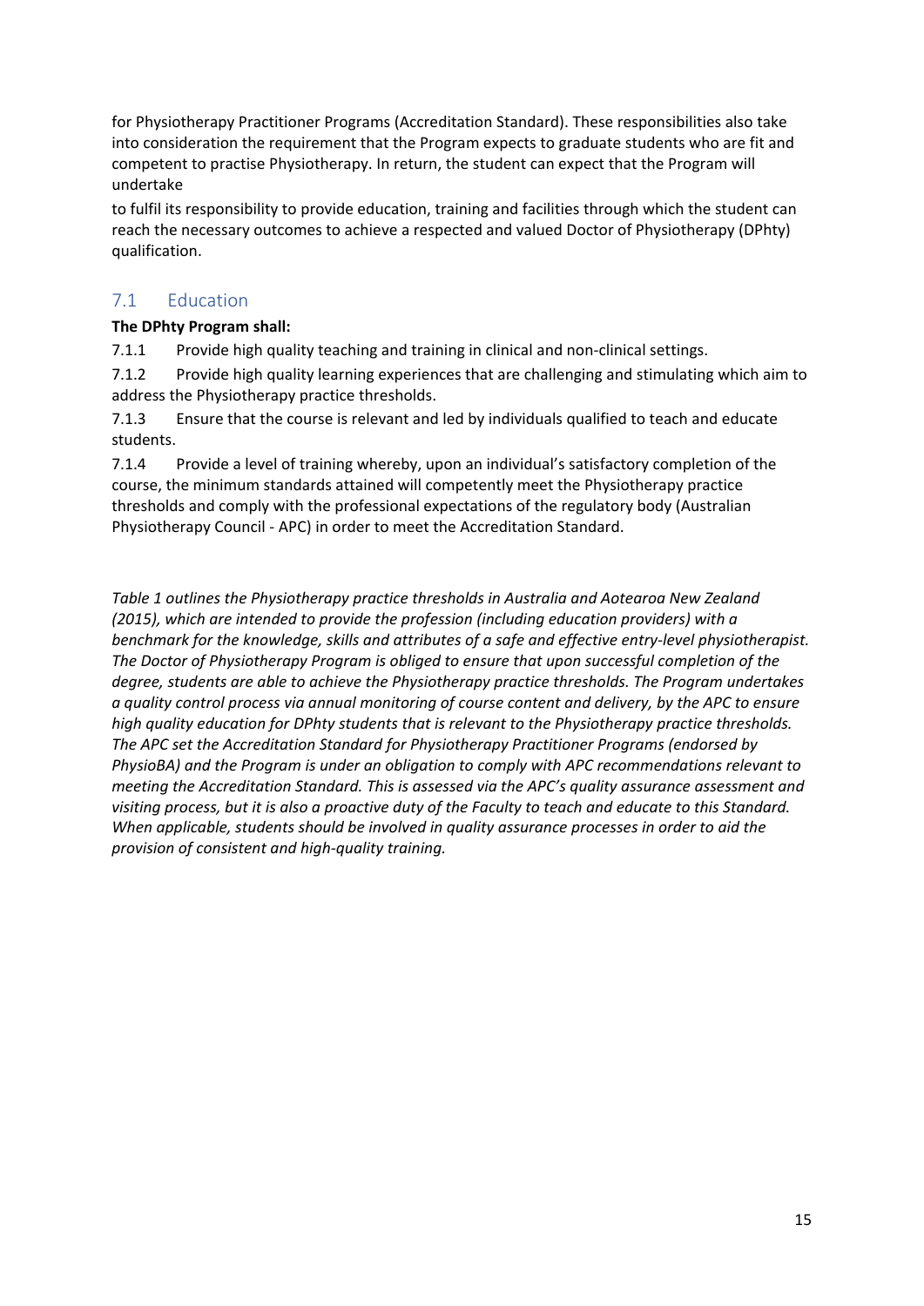for Physiotherapy Practitioner Programs (Accreditation Standard). These responsibilities also take into consideration the requirement that the Program expects to graduate students who are fit and competent to practise Physiotherapy. In return, the student can expect that the Program will undertake

to fulfil its responsibility to provide education, training and facilities through which the student can reach the necessary outcomes to achieve a respected and valued Doctor of Physiotherapy (DPhty) qualification.

## 7.1 Education

**The DPhty Program shall:**

7.1.1 Provide high quality teaching and training in clinical and non-clinical settings.

7.1.2 Provide high quality learning experiences that are challenging and stimulating which aim to address the Physiotherapy practice thresholds.

7.1.3 Ensure that the course is relevant and led by individuals qualified to teach and educate students.

7.1.4 Provide a level of training whereby, upon an individual's satisfactory completion of the course, the minimum standards attained will competently meet the Physiotherapy practice thresholds and comply with the professional expectations of the regulatory body (Australian Physiotherapy Council - APC) in order to meet the Accreditation Standard.

*Table 1 outlines the Physiotherapy practice thresholds in Australia and Aotearoa New Zealand (2015), which are intended to provide the profession (including education providers) with a benchmark for the knowledge, skills and attributes of a safe and effective entry-level physiotherapist. The Doctor of Physiotherapy Program is obliged to ensure that upon successful completion of the degree, students are able to achieve the Physiotherapy practice thresholds. The Program undertakes a quality control process via annual monitoring of course content and delivery, by the APC to ensure high quality education for DPhty students that is relevant to the Physiotherapy practice thresholds. The APC set the Accreditation Standard for Physiotherapy Practitioner Programs (endorsed by PhysioBA) and the Program is under an obligation to comply with APC recommendations relevant to meeting the Accreditation Standard. This is assessed via the APC's quality assurance assessment and visiting process, but it is also a proactive duty of the Faculty to teach and educate to this Standard. When applicable, students should be involved in quality assurance processes in order to aid the provision of consistent and high-quality training.*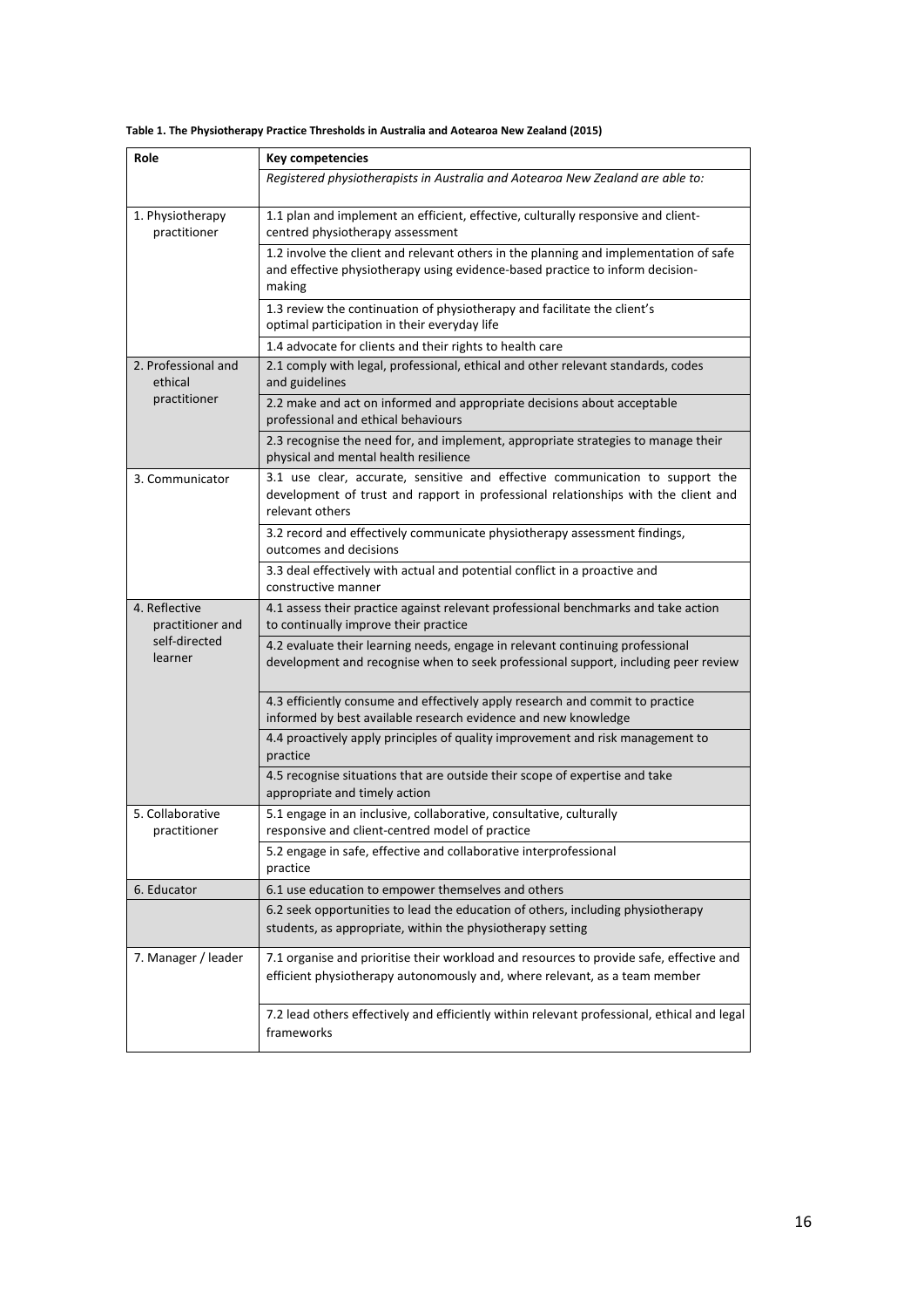**Table 1. The Physiotherapy Practice Thresholds in Australia and Aotearoa New Zealand (2015)**

| Role | Key competencies |
|---|---|
| | *Registered physiotherapists in Australia and Aotearoa New Zealand are able to:* |
| 1. Physiotherapy practitioner | 1.1 plan and implement an efficient, effective, culturally responsive and client-centred physiotherapy assessment |
| | 1.2 involve the client and relevant others in the planning and implementation of safe and effective physiotherapy using evidence-based practice to inform decision-making |
| | 1.3 review the continuation of physiotherapy and facilitate the client's optimal participation in their everyday life |
| | 1.4 advocate for clients and their rights to health care |
| 2. Professional and ethical practitioner | 2.1 comply with legal, professional, ethical and other relevant standards, codes and guidelines |
| | 2.2 make and act on informed and appropriate decisions about acceptable professional and ethical behaviours |
| | 2.3 recognise the need for, and implement, appropriate strategies to manage their physical and mental health resilience |
| 3. Communicator | 3.1 use clear, accurate, sensitive and effective communication to support the development of trust and rapport in professional relationships with the client and relevant others |
| | 3.2 record and effectively communicate physiotherapy assessment findings, outcomes and decisions |
| | 3.3 deal effectively with actual and potential conflict in a proactive and constructive manner |
| 4. Reflective practitioner and self-directed learner | 4.1 assess their practice against relevant professional benchmarks and take action to continually improve their practice |
| | 4.2 evaluate their learning needs, engage in relevant continuing professional development and recognise when to seek professional support, including peer review |
| | 4.3 efficiently consume and effectively apply research and commit to practice informed by best available research evidence and new knowledge |
| | 4.4 proactively apply principles of quality improvement and risk management to practice |
| | 4.5 recognise situations that are outside their scope of expertise and take appropriate and timely action |
| 5. Collaborative practitioner | 5.1 engage in an inclusive, collaborative, consultative, culturally responsive and client-centred model of practice |
| | 5.2 engage in safe, effective and collaborative interprofessional practice |
| 6. Educator | 6.1 use education to empower themselves and others |
| | 6.2 seek opportunities to lead the education of others, including physiotherapy students, as appropriate, within the physiotherapy setting |
| 7. Manager / leader | 7.1 organise and prioritise their workload and resources to provide safe, effective and efficient physiotherapy autonomously and, where relevant, as a team member |
| | 7.2 lead others effectively and efficiently within relevant professional, ethical and legal frameworks |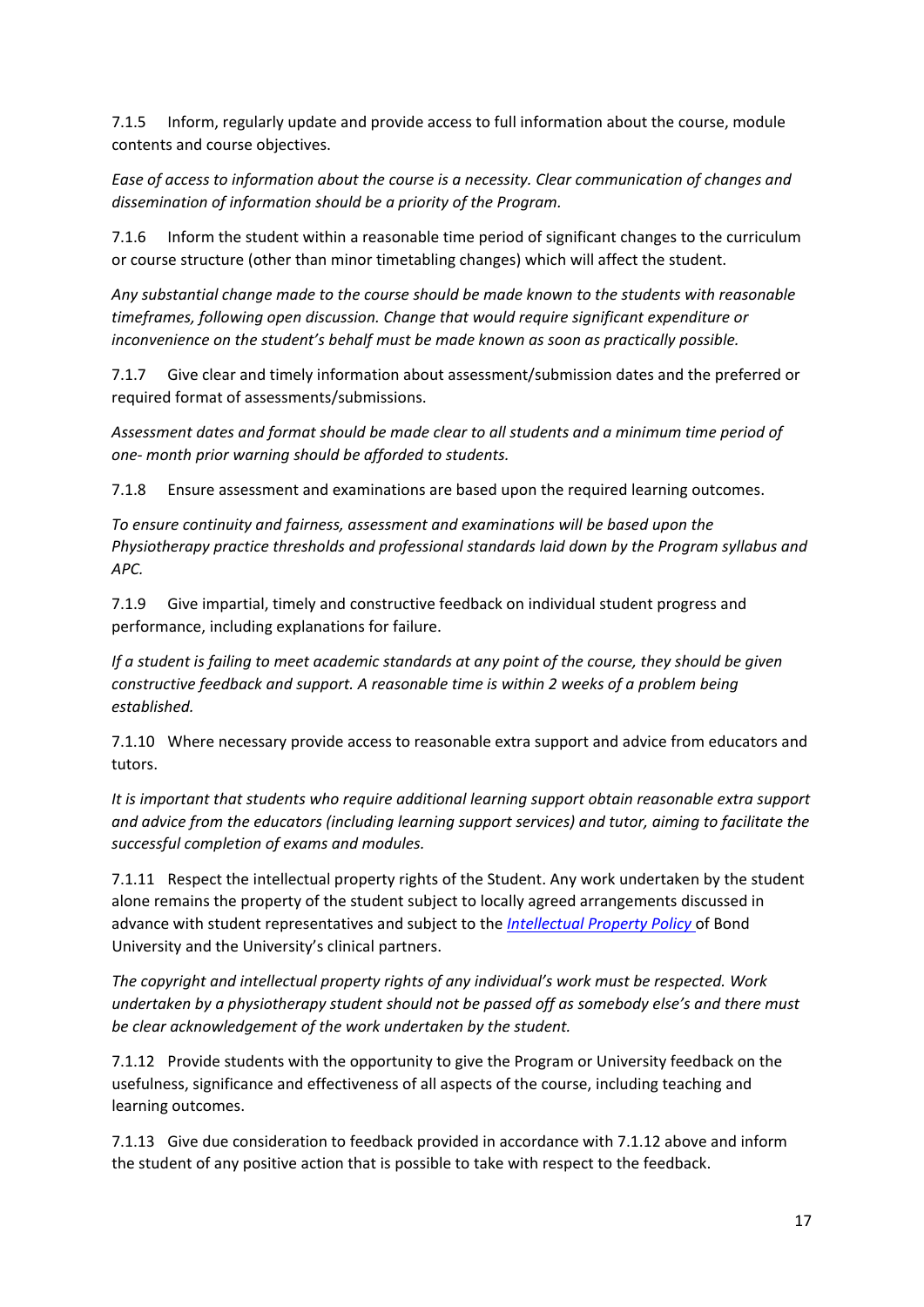7.1.5 Inform, regularly update and provide access to full information about the course, module contents and course objectives.

*Ease of access to information about the course is a necessity. Clear communication of changes and dissemination of information should be a priority of the Program.*

7.1.6 Inform the student within a reasonable time period of significant changes to the curriculum or course structure (other than minor timetabling changes) which will affect the student.

*Any substantial change made to the course should be made known to the students with reasonable timeframes, following open discussion. Change that would require significant expenditure or inconvenience on the student's behalf must be made known as soon as practically possible.*

7.1.7 Give clear and timely information about assessment/submission dates and the preferred or required format of assessments/submissions.

*Assessment dates and format should be made clear to all students and a minimum time period of one- month prior warning should be afforded to students.*

7.1.8 Ensure assessment and examinations are based upon the required learning outcomes.

*To ensure continuity and fairness, assessment and examinations will be based upon the Physiotherapy practice thresholds and professional standards laid down by the Program syllabus and APC.*

7.1.9 Give impartial, timely and constructive feedback on individual student progress and performance, including explanations for failure.

*If a student is failing to meet academic standards at any point of the course, they should be given constructive feedback and support. A reasonable time is within 2 weeks of a problem being established.*

7.1.10 Where necessary provide access to reasonable extra support and advice from educators and tutors.

*It is important that students who require additional learning support obtain reasonable extra support and advice from the educators (including learning support services) and tutor, aiming to facilitate the successful completion of exams and modules.*

7.1.11 Respect the intellectual property rights of the Student. Any work undertaken by the student alone remains the property of the student subject to locally agreed arrangements discussed in advance with student representatives and subject to the *Intellectual Property Policy* of Bond University and the University's clinical partners.

*The copyright and intellectual property rights of any individual's work must be respected. Work undertaken by a physiotherapy student should not be passed off as somebody else's and there must be clear acknowledgement of the work undertaken by the student.*

7.1.12 Provide students with the opportunity to give the Program or University feedback on the usefulness, significance and effectiveness of all aspects of the course, including teaching and learning outcomes.

7.1.13 Give due consideration to feedback provided in accordance with 7.1.12 above and inform the student of any positive action that is possible to take with respect to the feedback.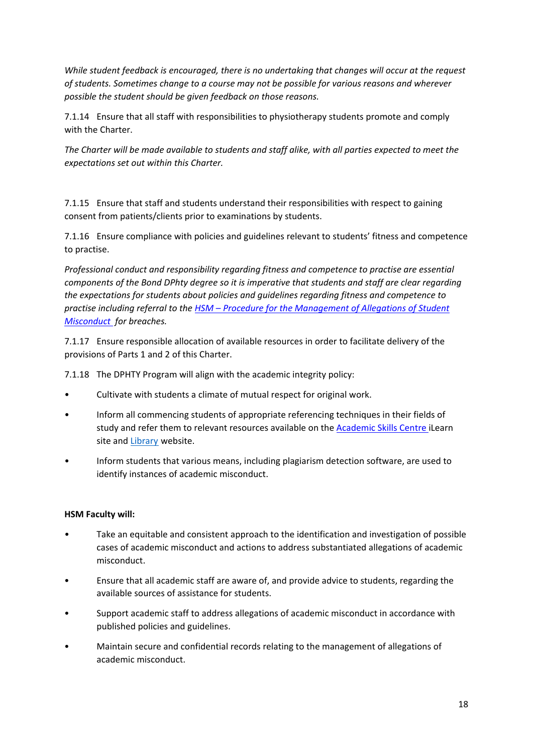*While student feedback is encouraged, there is no undertaking that changes will occur at the request of students. Sometimes change to a course may not be possible for various reasons and wherever possible the student should be given feedback on those reasons.*

7.1.14 Ensure that all staff with responsibilities to physiotherapy students promote and comply with the Charter.

*The Charter will be made available to students and staff alike, with all parties expected to meet the expectations set out within this Charter.*

7.1.15 Ensure that staff and students understand their responsibilities with respect to gaining consent from patients/clients prior to examinations by students.

7.1.16 Ensure compliance with policies and guidelines relevant to students' fitness and competence to practise.

*Professional conduct and responsibility regarding fitness and competence to practise are essential components of the Bond DPhty degree so it is imperative that students and staff are clear regarding the expectations for students about policies and guidelines regarding fitness and competence to practise including referral to the HSM – Procedure for the Management of Allegations of Student Misconduct for breaches.*

7.1.17 Ensure responsible allocation of available resources in order to facilitate delivery of the provisions of Parts 1 and 2 of this Charter.

7.1.18 The DPHTY Program will align with the academic integrity policy:

- Cultivate with students a climate of mutual respect for original work.
- Inform all commencing students of appropriate referencing techniques in their fields of study and refer them to relevant resources available on the Academic Skills Centre iLearn site and Library website.
- Inform students that various means, including plagiarism detection software, are used to identify instances of academic misconduct.

**HSM Faculty will:**

- Take an equitable and consistent approach to the identification and investigation of possible cases of academic misconduct and actions to address substantiated allegations of academic misconduct.
- Ensure that all academic staff are aware of, and provide advice to students, regarding the available sources of assistance for students.
- Support academic staff to address allegations of academic misconduct in accordance with published policies and guidelines.
- Maintain secure and confidential records relating to the management of allegations of academic misconduct.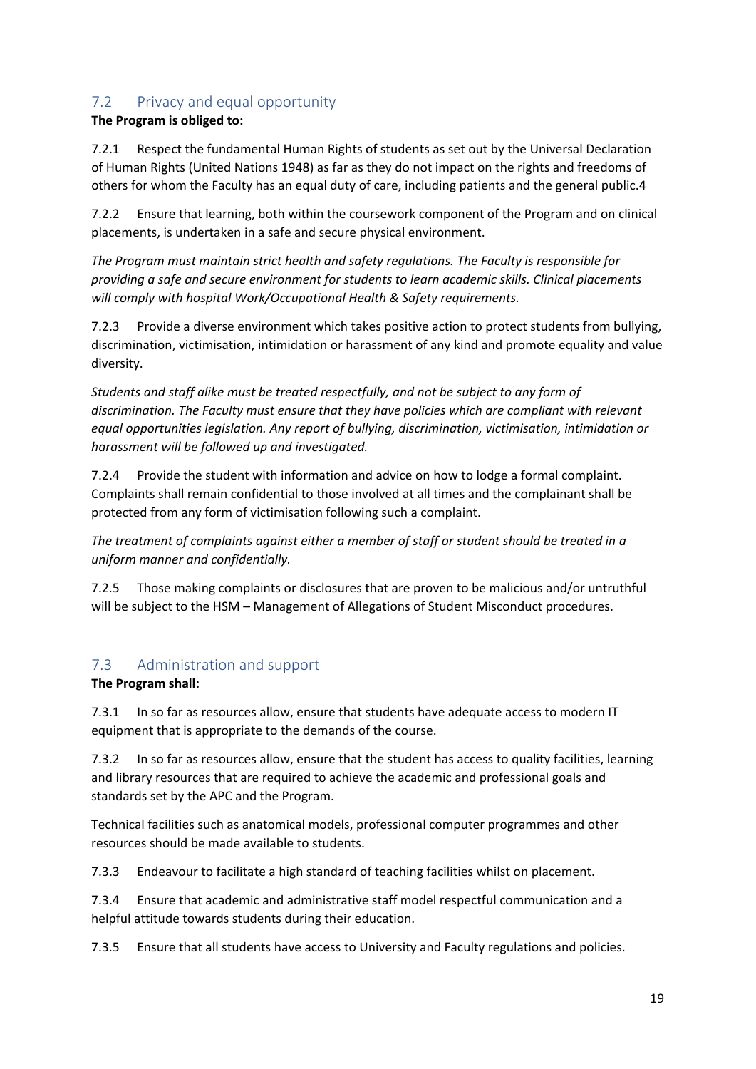## 7.2 Privacy and equal opportunity

**The Program is obliged to:**

7.2.1 Respect the fundamental Human Rights of students as set out by the Universal Declaration of Human Rights (United Nations 1948) as far as they do not impact on the rights and freedoms of others for whom the Faculty has an equal duty of care, including patients and the general public.4

7.2.2 Ensure that learning, both within the coursework component of the Program and on clinical placements, is undertaken in a safe and secure physical environment.

*The Program must maintain strict health and safety regulations. The Faculty is responsible for providing a safe and secure environment for students to learn academic skills. Clinical placements will comply with hospital Work/Occupational Health & Safety requirements.*

7.2.3 Provide a diverse environment which takes positive action to protect students from bullying, discrimination, victimisation, intimidation or harassment of any kind and promote equality and value diversity.

*Students and staff alike must be treated respectfully, and not be subject to any form of discrimination. The Faculty must ensure that they have policies which are compliant with relevant equal opportunities legislation. Any report of bullying, discrimination, victimisation, intimidation or harassment will be followed up and investigated.*

7.2.4 Provide the student with information and advice on how to lodge a formal complaint. Complaints shall remain confidential to those involved at all times and the complainant shall be protected from any form of victimisation following such a complaint.

*The treatment of complaints against either a member of staff or student should be treated in a uniform manner and confidentially.*

7.2.5 Those making complaints or disclosures that are proven to be malicious and/or untruthful will be subject to the HSM – Management of Allegations of Student Misconduct procedures.

## 7.3 Administration and support

**The Program shall:**

7.3.1 In so far as resources allow, ensure that students have adequate access to modern IT equipment that is appropriate to the demands of the course.

7.3.2 In so far as resources allow, ensure that the student has access to quality facilities, learning and library resources that are required to achieve the academic and professional goals and standards set by the APC and the Program.

Technical facilities such as anatomical models, professional computer programmes and other resources should be made available to students.

7.3.3 Endeavour to facilitate a high standard of teaching facilities whilst on placement.

7.3.4 Ensure that academic and administrative staff model respectful communication and a helpful attitude towards students during their education.

7.3.5 Ensure that all students have access to University and Faculty regulations and policies.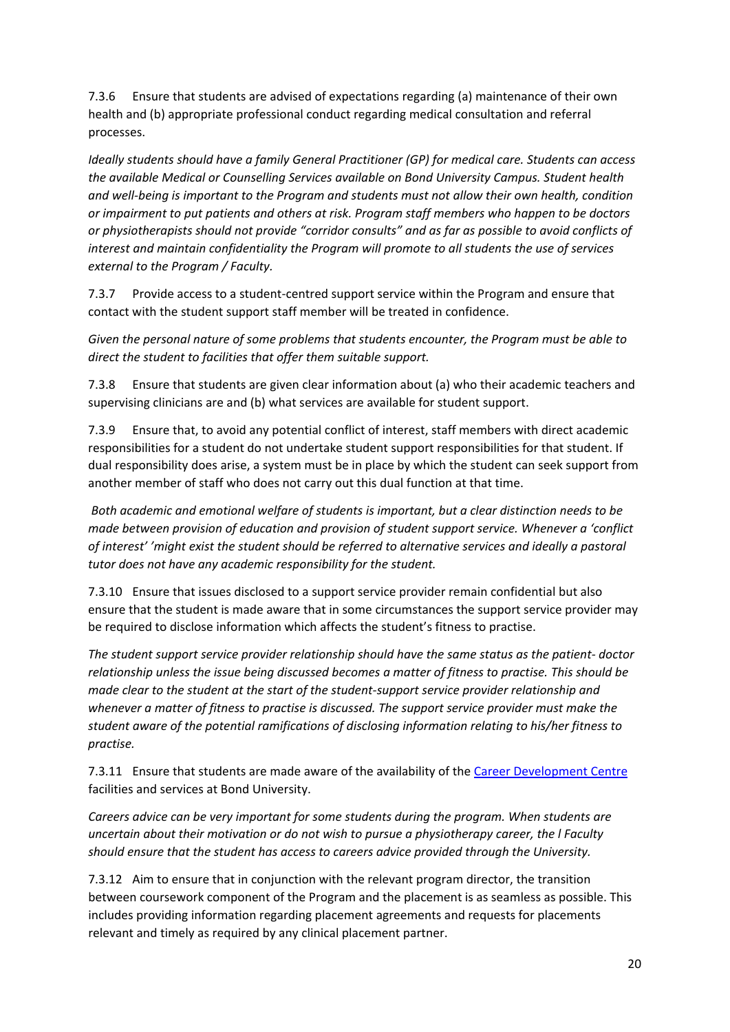7.3.6 Ensure that students are advised of expectations regarding (a) maintenance of their own health and (b) appropriate professional conduct regarding medical consultation and referral processes.

*Ideally students should have a family General Practitioner (GP) for medical care. Students can access the available Medical or Counselling Services available on Bond University Campus. Student health and well-being is important to the Program and students must not allow their own health, condition or impairment to put patients and others at risk. Program staff members who happen to be doctors or physiotherapists should not provide "corridor consults" and as far as possible to avoid conflicts of interest and maintain confidentiality the Program will promote to all students the use of services external to the Program / Faculty.*

7.3.7 Provide access to a student-centred support service within the Program and ensure that contact with the student support staff member will be treated in confidence.

*Given the personal nature of some problems that students encounter, the Program must be able to direct the student to facilities that offer them suitable support.*

7.3.8 Ensure that students are given clear information about (a) who their academic teachers and supervising clinicians are and (b) what services are available for student support.

7.3.9 Ensure that, to avoid any potential conflict of interest, staff members with direct academic responsibilities for a student do not undertake student support responsibilities for that student. If dual responsibility does arise, a system must be in place by which the student can seek support from another member of staff who does not carry out this dual function at that time.

*Both academic and emotional welfare of students is important, but a clear distinction needs to be made between provision of education and provision of student support service. Whenever a 'conflict of interest' 'might exist the student should be referred to alternative services and ideally a pastoral tutor does not have any academic responsibility for the student.*

7.3.10 Ensure that issues disclosed to a support service provider remain confidential but also ensure that the student is made aware that in some circumstances the support service provider may be required to disclose information which affects the student's fitness to practise.

*The student support service provider relationship should have the same status as the patient- doctor relationship unless the issue being discussed becomes a matter of fitness to practise. This should be made clear to the student at the start of the student-support service provider relationship and whenever a matter of fitness to practise is discussed. The support service provider must make the student aware of the potential ramifications of disclosing information relating to his/her fitness to practise.*

7.3.11 Ensure that students are made aware of the availability of the [Career Development Centre]() facilities and services at Bond University.

*Careers advice can be very important for some students during the program. When students are uncertain about their motivation or do not wish to pursue a physiotherapy career, the l Faculty should ensure that the student has access to careers advice provided through the University.*

7.3.12 Aim to ensure that in conjunction with the relevant program director, the transition between coursework component of the Program and the placement is as seamless as possible. This includes providing information regarding placement agreements and requests for placements relevant and timely as required by any clinical placement partner.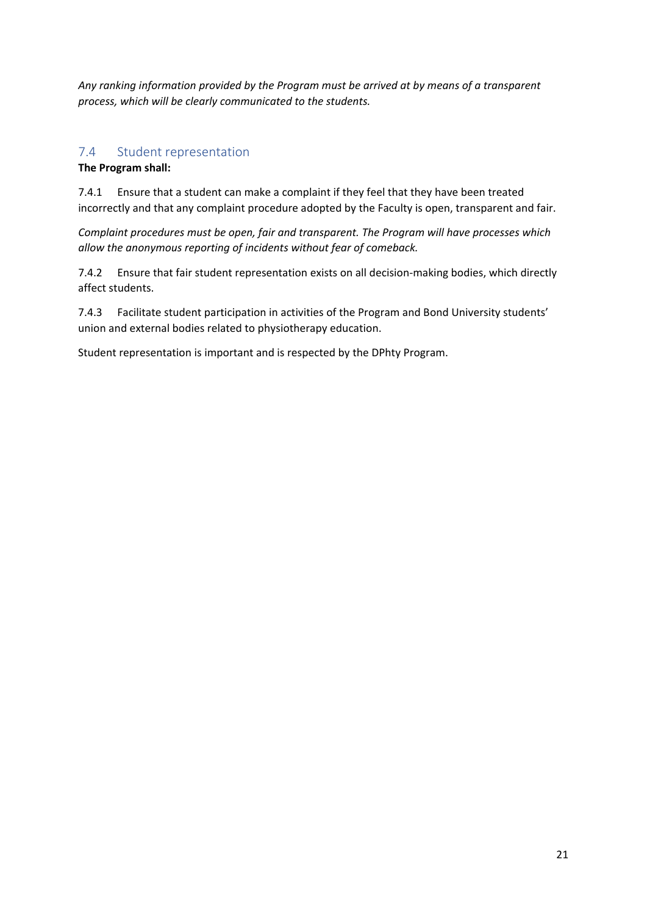*Any ranking information provided by the Program must be arrived at by means of a transparent process, which will be clearly communicated to the students.*

## 7.4 Student representation

**The Program shall:**

7.4.1 Ensure that a student can make a complaint if they feel that they have been treated incorrectly and that any complaint procedure adopted by the Faculty is open, transparent and fair.

*Complaint procedures must be open, fair and transparent. The Program will have processes which allow the anonymous reporting of incidents without fear of comeback.*

7.4.2 Ensure that fair student representation exists on all decision-making bodies, which directly affect students.

7.4.3 Facilitate student participation in activities of the Program and Bond University students' union and external bodies related to physiotherapy education.

Student representation is important and is respected by the DPhty Program.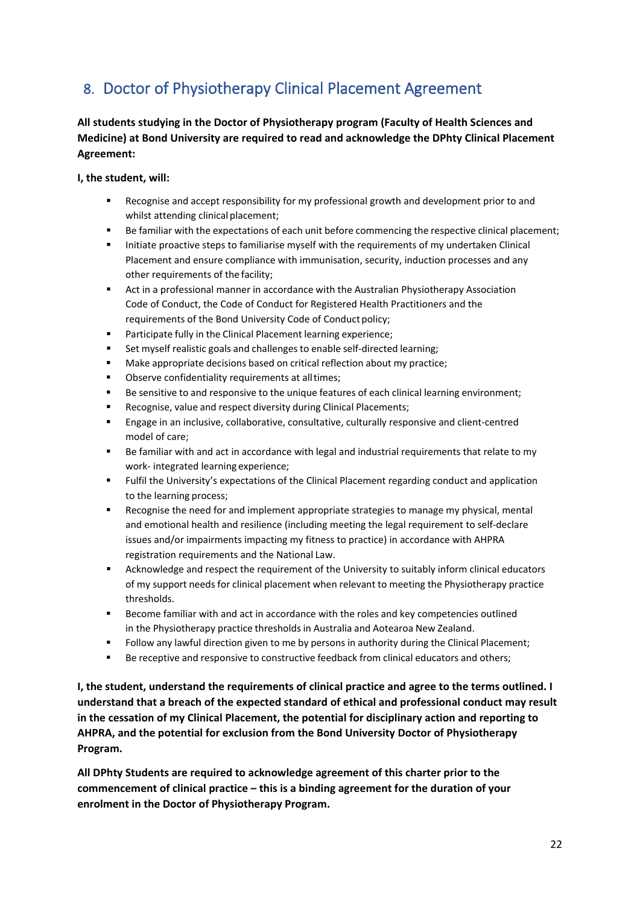## 8. Doctor of Physiotherapy Clinical Placement Agreement

**All students studying in the Doctor of Physiotherapy program (Faculty of Health Sciences and Medicine) at Bond University are required to read and acknowledge the DPhty Clinical Placement Agreement:**

**I, the student, will:**

- Recognise and accept responsibility for my professional growth and development prior to and whilst attending clinical placement;
- Be familiar with the expectations of each unit before commencing the respective clinical placement;
- Initiate proactive steps to familiarise myself with the requirements of my undertaken Clinical Placement and ensure compliance with immunisation, security, induction processes and any other requirements of the facility;
- Act in a professional manner in accordance with the Australian Physiotherapy Association Code of Conduct, the Code of Conduct for Registered Health Practitioners and the requirements of the Bond University Code of Conduct policy;
- Participate fully in the Clinical Placement learning experience;
- Set myself realistic goals and challenges to enable self-directed learning;
- Make appropriate decisions based on critical reflection about my practice;
- Observe confidentiality requirements at all times;
- Be sensitive to and responsive to the unique features of each clinical learning environment;
- Recognise, value and respect diversity during Clinical Placements;
- Engage in an inclusive, collaborative, consultative, culturally responsive and client-centred model of care;
- Be familiar with and act in accordance with legal and industrial requirements that relate to my work- integrated learning experience;
- Fulfil the University's expectations of the Clinical Placement regarding conduct and application to the learning process;
- Recognise the need for and implement appropriate strategies to manage my physical, mental and emotional health and resilience (including meeting the legal requirement to self-declare issues and/or impairments impacting my fitness to practice) in accordance with AHPRA registration requirements and the National Law.
- Acknowledge and respect the requirement of the University to suitably inform clinical educators of my support needs for clinical placement when relevant to meeting the Physiotherapy practice thresholds.
- Become familiar with and act in accordance with the roles and key competencies outlined in the Physiotherapy practice thresholds in Australia and Aotearoa New Zealand.
- Follow any lawful direction given to me by persons in authority during the Clinical Placement;
- Be receptive and responsive to constructive feedback from clinical educators and others;

**I, the student, understand the requirements of clinical practice and agree to the terms outlined. I understand that a breach of the expected standard of ethical and professional conduct may result in the cessation of my Clinical Placement, the potential for disciplinary action and reporting to AHPRA, and the potential for exclusion from the Bond University Doctor of Physiotherapy Program.**

**All DPhty Students are required to acknowledge agreement of this charter prior to the commencement of clinical practice – this is a binding agreement for the duration of your enrolment in the Doctor of Physiotherapy Program.**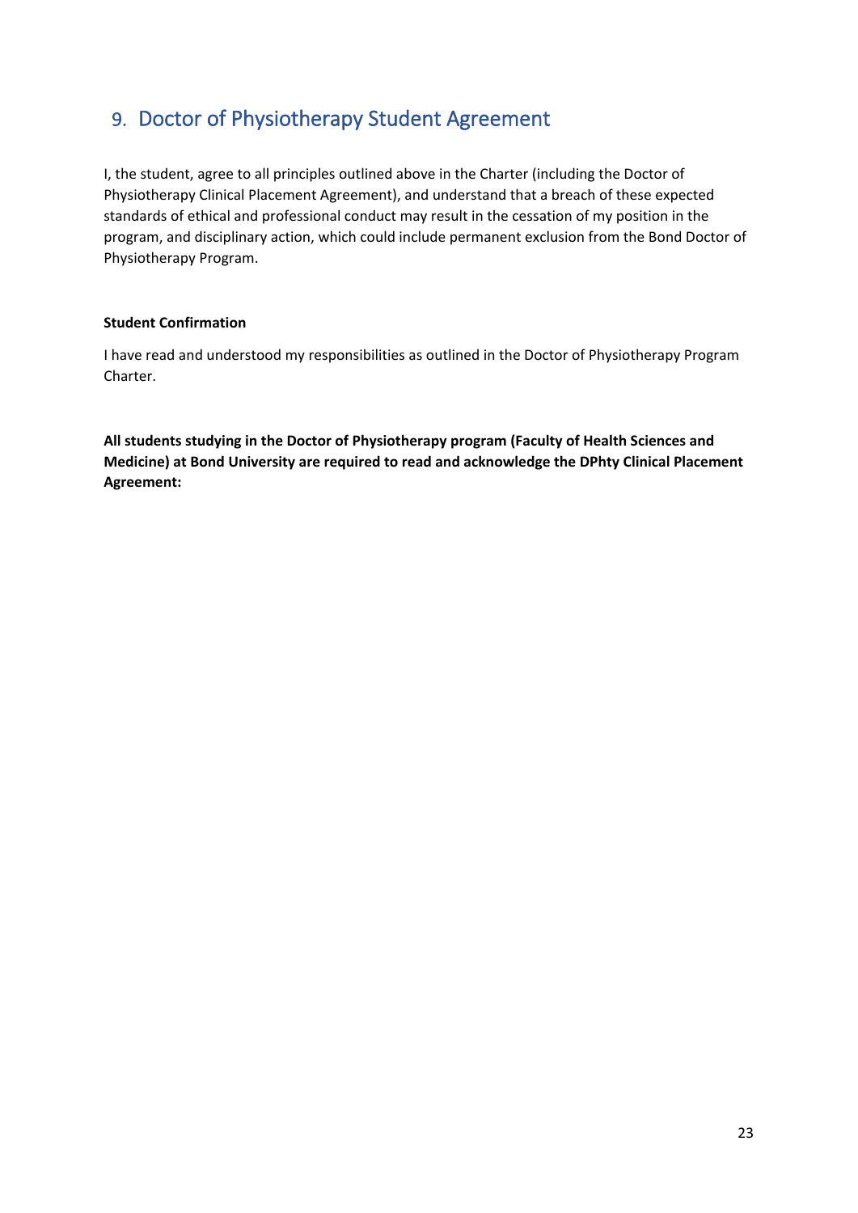## 9. Doctor of Physiotherapy Student Agreement

I, the student, agree to all principles outlined above in the Charter (including the Doctor of Physiotherapy Clinical Placement Agreement), and understand that a breach of these expected standards of ethical and professional conduct may result in the cessation of my position in the program, and disciplinary action, which could include permanent exclusion from the Bond Doctor of Physiotherapy Program.

**Student Confirmation**

I have read and understood my responsibilities as outlined in the Doctor of Physiotherapy Program Charter.

**All students studying in the Doctor of Physiotherapy program (Faculty of Health Sciences and Medicine) at Bond University are required to read and acknowledge the DPhty Clinical Placement Agreement:**